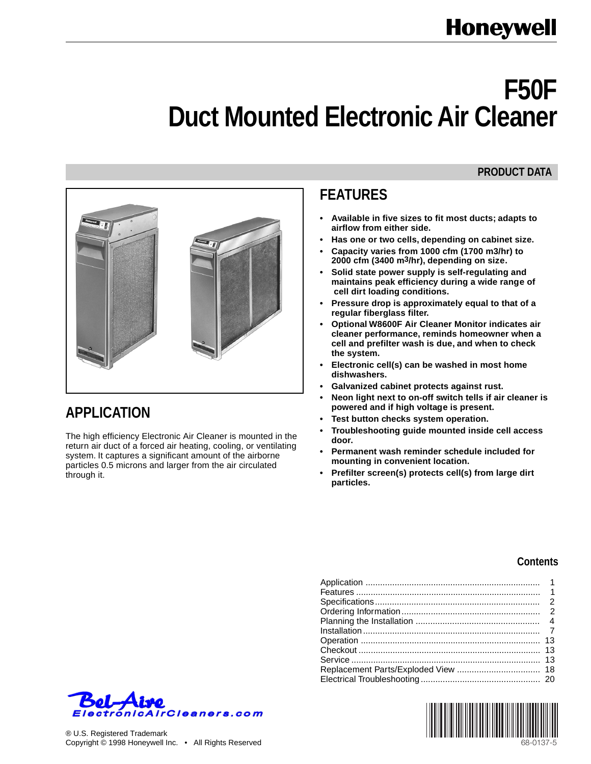Honeywell

# F50F Duct Mounted Electronic Air Cleaner

**PRODUCT DATA**

## APPLICATION

The high efficiency Electronic Air Cleaner is mounted in the return air duct of a forced air heating, cooling, or ventilating system. It captures a significant amount of the airborne particles 0.5 microns and larger from the air circulated through it.

## FEATURES

- **Available in five sizes to fit most ducts; adapts to airflow from either side.**
- **Has one or two cells, depending on cabinet size.**
- **Capacity varies from 1000 cfm (1700 m3/hr) to 2000 cfm (3400 $m^3$/hr), depending on size.**
- **Solid state power supply is self-regulating and maintains peak efficiency during a wide range of cell dirt loading conditions.**
- **Pressure drop is approximately equal to that of a regular fiberglass filter.**
- **Optional W8600F Air Cleaner Monitor indicates air cleaner performance, reminds homeowner when a cell and prefilter wash is due, and when to check the system.**
- **Electronic cell(s) can be washed in most home dishwashers.**
- **Galvanized cabinet protects against rust.**
- **Neon light next to on-off switch tells if air cleaner is powered and if high voltage is present.**
- **Test button checks system operation.**
- **Troubleshooting guide mounted inside cell access door.**
- **Permanent wash reminder schedule included for mounting in convenient location.**
- **Prefilter screen(s) protects cell(s) from large dirt particles.**

### Contents

| | |
|---|---|
| Application | 1 |
| Features | 1 |
| Specifications | 2 |
| Ordering Information | 2 |
| Planning the Installation | 4 |
| Installation | 7 |
| Operation | 13 |
| Checkout | 13 |
| Service | 13 |
| Replacement Parts/Exploded View | 18 |
| Electrical Troubleshooting | 20 |

Bel-Aire ElectronicAirCleaners.com

® U.S. Registered Trademark
Copyright © 1998 Honeywell Inc. • All Rights Reserved

68-0137-5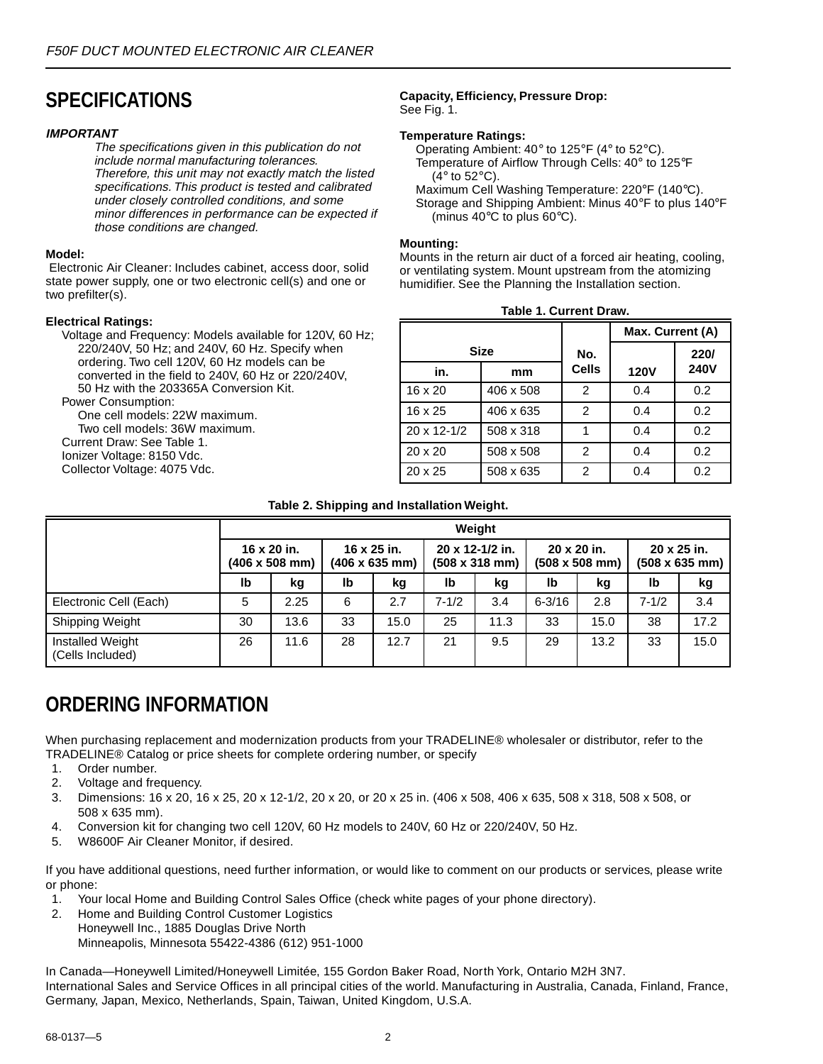# SPECIFICATIONS

***IMPORTANT***

*The specifications given in this publication do not include normal manufacturing tolerances. Therefore, this unit may not exactly match the listed specifications. This product is tested and calibrated under closely controlled conditions, and some minor differences in performance can be expected if those conditions are changed.*

**Model:**
Electronic Air Cleaner: Includes cabinet, access door, solid state power supply, one or two electronic cell(s) and one or two prefilter(s).

**Electrical Ratings:**
Voltage and Frequency: Models available for 120V, 60 Hz; 220/240V, 50 Hz; and 240V, 60 Hz. Specify when ordering. Two cell 120V, 60 Hz models can be converted in the field to 240V, 60 Hz or 220/240V, 50 Hz with the 203365A Conversion Kit.
Power Consumption:
One cell models: 22W maximum.
Two cell models: 36W maximum.
Current Draw: See Table 1.
Ionizer Voltage: 8150 Vdc.
Collector Voltage: 4075 Vdc.

**Capacity, Efficiency, Pressure Drop:**
See Fig. 1.

**Temperature Ratings:**
Operating Ambient: 40° to 125°F (4° to 52°C).
Temperature of Airflow Through Cells: 40° to 125°F (4° to 52°C).
Maximum Cell Washing Temperature: 220°F (140°C).
Storage and Shipping Ambient: Minus 40°F to plus 140°F (minus 40°C to plus 60°C).

**Mounting:**
Mounts in the return air duct of a forced air heating, cooling, or ventilating system. Mount upstream from the atomizing humidifier. See the Planning the Installation section.

**Table 1. Current Draw.**

| Size | | No. Cells | Max. Current (A) | |
|---|---|---|---|---|
| in. | mm | | 120V | 220/240V |
| 16 x 20 | 406 x 508 | 2 | 0.4 | 0.2 |
| 16 x 25 | 406 x 635 | 2 | 0.4 | 0.2 |
| 20 x 12-1/2 | 508 x 318 | 1 | 0.4 | 0.2 |
| 20 x 20 | 508 x 508 | 2 | 0.4 | 0.2 |
| 20 x 25 | 508 x 635 | 2 | 0.4 | 0.2 |

**Table 2. Shipping and Installation Weight.**

| | Weight | | | | | | | | | |
|---|---|---|---|---|---|---|---|---|---|---|
| | 16 x 20 in. (406 x 508 mm) | | 16 x 25 in. (406 x 635 mm) | | 20 x 12-1/2 in. (508 x 318 mm) | | 20 x 20 in. (508 x 508 mm) | | 20 x 25 in. (508 x 635 mm) | |
| | lb | kg | lb | kg | lb | kg | lb | kg | lb | kg |
| Electronic Cell (Each) | 5 | 2.25 | 6 | 2.7 | 7-1/2 | 3.4 | 6-3/16 | 2.8 | 7-1/2 | 3.4 |
| Shipping Weight | 30 | 13.6 | 33 | 15.0 | 25 | 11.3 | 33 | 15.0 | 38 | 17.2 |
| Installed Weight (Cells Included) | 26 | 11.6 | 28 | 12.7 | 21 | 9.5 | 29 | 13.2 | 33 | 15.0 |

# ORDERING INFORMATION

When purchasing replacement and modernization products from your TRADELINE® wholesaler or distributor, refer to the TRADELINE® Catalog or price sheets for complete ordering number, or specify

1. Order number.
2. Voltage and frequency.
3. Dimensions: 16 x 20, 16 x 25, 20 x 12-1/2, 20 x 20, or 20 x 25 in. (406 x 508, 406 x 635, 508 x 318, 508 x 508, or 508 x 635 mm).
4. Conversion kit for changing two cell 120V, 60 Hz models to 240V, 60 Hz or 220/240V, 50 Hz.
5. W8600F Air Cleaner Monitor, if desired.

If you have additional questions, need further information, or would like to comment on our products or services, please write or phone:

1. Your local Home and Building Control Sales Office (check white pages of your phone directory).
2. Home and Building Control Customer Logistics
   Honeywell Inc., 1885 Douglas Drive North
   Minneapolis, Minnesota 55422-4386 (612) 951-1000

In Canada—Honeywell Limited/Honeywell Limitée, 155 Gordon Baker Road, North York, Ontario M2H 3N7.
International Sales and Service Offices in all principal cities of the world. Manufacturing in Australia, Canada, Finland, France, Germany, Japan, Mexico, Netherlands, Spain, Taiwan, United Kingdom, U.S.A.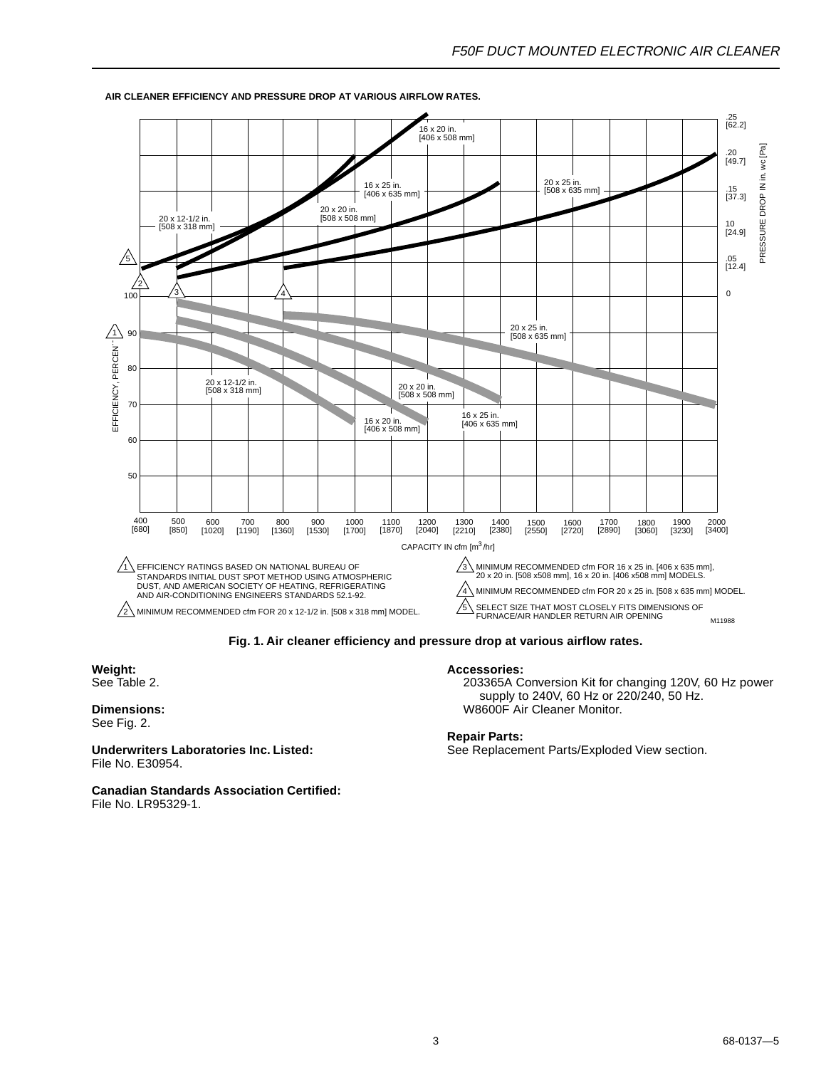**AIR CLEANER EFFICIENCY AND PRESSURE DROP AT VARIOUS AIRFLOW RATES.**

1 EFFICIENCY RATINGS BASED ON NATIONAL BUREAU OF STANDARDS INITIAL DUST SPOT METHOD USING ATMOSPHERIC DUST, AND AMERICAN SOCIETY OF HEATING, REFRIGERATING AND AIR-CONDITIONING ENGINEERS STANDARDS 52.1-92.

2 MINIMUM RECOMMENDED cfm FOR 20 x 12-1/2 in. [508 x 318 mm] MODEL.

3 MINIMUM RECOMMENDED cfm FOR 16 x 25 in. [406 x 635 mm], 20 x 20 in. [508 x508 mm], 16 x 20 in. [406 x508 mm] MODELS.

4 MINIMUM RECOMMENDED cfm FOR 20 x 25 in. [508 x 635 mm] MODEL.

5 SELECT SIZE THAT MOST CLOSELY FITS DIMENSIONS OF FURNACE/AIR HANDLER RETURN AIR OPENING

M11988

**Fig. 1. Air cleaner efficiency and pressure drop at various airflow rates.**

**Weight:**
See Table 2.

**Dimensions:**
See Fig. 2.

**Underwriters Laboratories Inc. Listed:**
File No. E30954.

**Canadian Standards Association Certified:**
File No. LR95329-1.

**Accessories:**
203365A Conversion Kit for changing 120V, 60 Hz power supply to 240V, 60 Hz or 220/240, 50 Hz.
W8600F Air Cleaner Monitor.

**Repair Parts:**
See Replacement Parts/Exploded View section.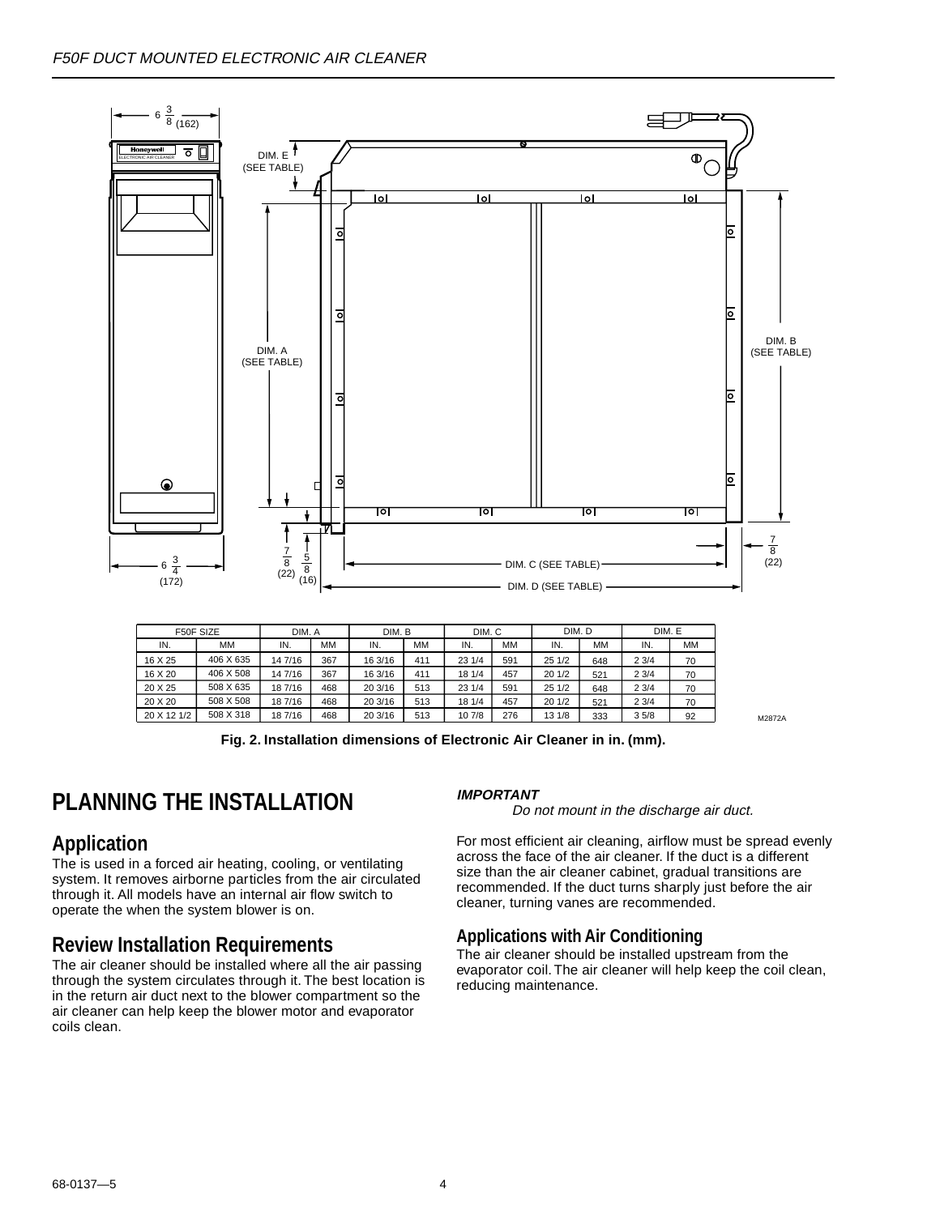| F50F SIZE |  | DIM. A |  | DIM. B |  | DIM. C |  | DIM. D |  | DIM. E |  |
|---|---|---|---|---|---|---|---|---|---|---|---|
| IN. | MM | IN. | MM | IN. | MM | IN. | MM | IN. | MM | IN. | MM |
| 16 X 25 | 406 X 635 | 14 7/16 | 367 | 16 3/16 | 411 | 23 1/4 | 591 | 25 1/2 | 648 | 2 3/4 | 70 |
| 16 X 20 | 406 X 508 | 14 7/16 | 367 | 16 3/16 | 411 | 18 1/4 | 457 | 20 1/2 | 521 | 2 3/4 | 70 |
| 20 X 25 | 508 X 635 | 18 7/16 | 468 | 20 3/16 | 513 | 23 1/4 | 591 | 25 1/2 | 648 | 2 3/4 | 70 |
| 20 X 20 | 508 X 508 | 18 7/16 | 468 | 20 3/16 | 513 | 18 1/4 | 457 | 20 1/2 | 521 | 2 3/4 | 70 |
| 20 X 12 1/2 | 508 X 318 | 18 7/16 | 468 | 20 3/16 | 513 | 10 7/8 | 276 | 13 1/8 | 333 | 3 5/8 | 92 |

**Fig. 2. Installation dimensions of Electronic Air Cleaner in in. (mm).**

# PLANNING THE INSTALLATION

## Application

The is used in a forced air heating, cooling, or ventilating system. It removes airborne particles from the air circulated through it. All models have an internal air flow switch to operate the when the system blower is on.

## Review Installation Requirements

The air cleaner should be installed where all the air passing through the system circulates through it. The best location is in the return air duct next to the blower compartment so the air cleaner can help keep the blower motor and evaporator coils clean.

***IMPORTANT***

*Do not mount in the discharge air duct.*

For most efficient air cleaning, airflow must be spread evenly across the face of the air cleaner. If the duct is a different size than the air cleaner cabinet, gradual transitions are recommended. If the duct turns sharply just before the air cleaner, turning vanes are recommended.

### Applications with Air Conditioning

The air cleaner should be installed upstream from the evaporator coil. The air cleaner will help keep the coil clean, reducing maintenance.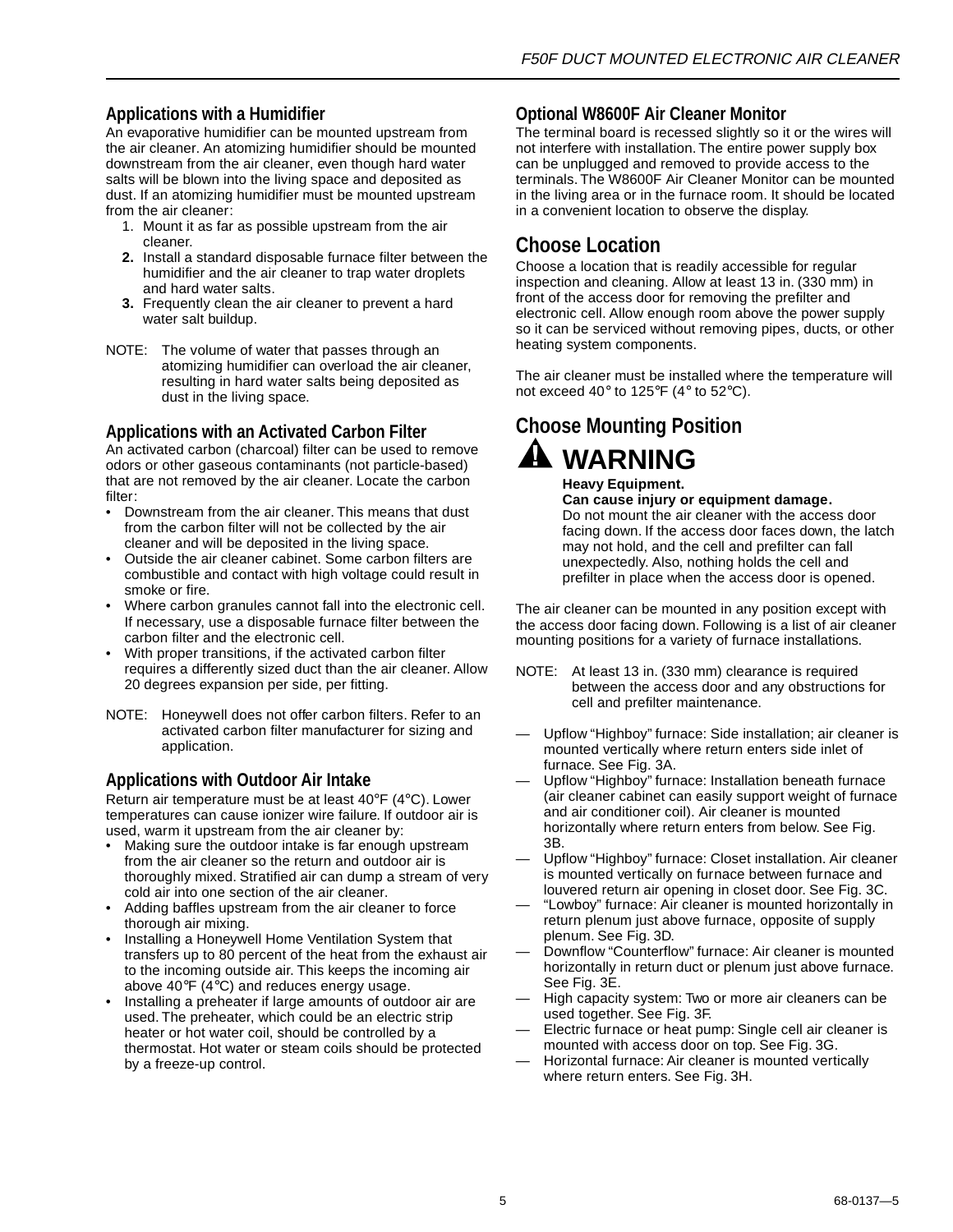## Applications with a Humidifier

An evaporative humidifier can be mounted upstream from the air cleaner. An atomizing humidifier should be mounted downstream from the air cleaner, even though hard water salts will be blown into the living space and deposited as dust. If an atomizing humidifier must be mounted upstream from the air cleaner:

1. Mount it as far as possible upstream from the air cleaner.
2. Install a standard disposable furnace filter between the humidifier and the air cleaner to trap water droplets and hard water salts.
3. Frequently clean the air cleaner to prevent a hard water salt buildup.

NOTE: The volume of water that passes through an atomizing humidifier can overload the air cleaner, resulting in hard water salts being deposited as dust in the living space.

## Applications with an Activated Carbon Filter

An activated carbon (charcoal) filter can be used to remove odors or other gaseous contaminants (not particle-based) that are not removed by the air cleaner. Locate the carbon filter:

- Downstream from the air cleaner. This means that dust from the carbon filter will not be collected by the air cleaner and will be deposited in the living space.
- Outside the air cleaner cabinet. Some carbon filters are combustible and contact with high voltage could result in smoke or fire.
- Where carbon granules cannot fall into the electronic cell. If necessary, use a disposable furnace filter between the carbon filter and the electronic cell.
- With proper transitions, if the activated carbon filter requires a differently sized duct than the air cleaner. Allow 20 degrees expansion per side, per fitting.

NOTE: Honeywell does not offer carbon filters. Refer to an activated carbon filter manufacturer for sizing and application.

## Applications with Outdoor Air Intake

Return air temperature must be at least 40°F (4°C). Lower temperatures can cause ionizer wire failure. If outdoor air is used, warm it upstream from the air cleaner by:

- Making sure the outdoor intake is far enough upstream from the air cleaner so the return and outdoor air is thoroughly mixed. Stratified air can dump a stream of very cold air into one section of the air cleaner.
- Adding baffles upstream from the air cleaner to force thorough air mixing.
- Installing a Honeywell Home Ventilation System that transfers up to 80 percent of the heat from the exhaust air to the incoming outside air. This keeps the incoming air above 40°F (4°C) and reduces energy usage.
- Installing a preheater if large amounts of outdoor air are used. The preheater, which could be an electric strip heater or hot water coil, should be controlled by a thermostat. Hot water or steam coils should be protected by a freeze-up control.

## Optional W8600F Air Cleaner Monitor

The terminal board is recessed slightly so it or the wires will not interfere with installation. The entire power supply box can be unplugged and removed to provide access to the terminals. The W8600F Air Cleaner Monitor can be mounted in the living area or in the furnace room. It should be located in a convenient location to observe the display.

# Choose Location

Choose a location that is readily accessible for regular inspection and cleaning. Allow at least 13 in. (330 mm) in front of the access door for removing the prefilter and electronic cell. Allow enough room above the power supply so it can be serviced without removing pipes, ducts, or other heating system components.

The air cleaner must be installed where the temperature will not exceed 40° to 125°F (4° to 52°C).

# Choose Mounting Position

## WARNING

**Heavy Equipment.**
**Can cause injury or equipment damage.**
Do not mount the air cleaner with the access door facing down. If the access door faces down, the latch may not hold, and the cell and prefilter can fall unexpectedly. Also, nothing holds the cell and prefilter in place when the access door is opened.

The air cleaner can be mounted in any position except with the access door facing down. Following is a list of air cleaner mounting positions for a variety of furnace installations.

NOTE: At least 13 in. (330 mm) clearance is required between the access door and any obstructions for cell and prefilter maintenance.

— Upflow "Highboy" furnace: Side installation; air cleaner is mounted vertically where return enters side inlet of furnace. See Fig. 3A.
— Upflow "Highboy" furnace: Installation beneath furnace (air cleaner cabinet can easily support weight of furnace and air conditioner coil). Air cleaner is mounted horizontally where return enters from below. See Fig. 3B.
— Upflow "Highboy" furnace: Closet installation. Air cleaner is mounted vertically on furnace between furnace and louvered return air opening in closet door. See Fig. 3C.
— "Lowboy" furnace: Air cleaner is mounted horizontally in return plenum just above furnace, opposite of supply plenum. See Fig. 3D.
— Downflow "Counterflow" furnace: Air cleaner is mounted horizontally in return duct or plenum just above furnace. See Fig. 3E.
— High capacity system: Two or more air cleaners can be used together. See Fig. 3F.
— Electric furnace or heat pump: Single cell air cleaner is mounted with access door on top. See Fig. 3G.
— Horizontal furnace: Air cleaner is mounted vertically where return enters. See Fig. 3H.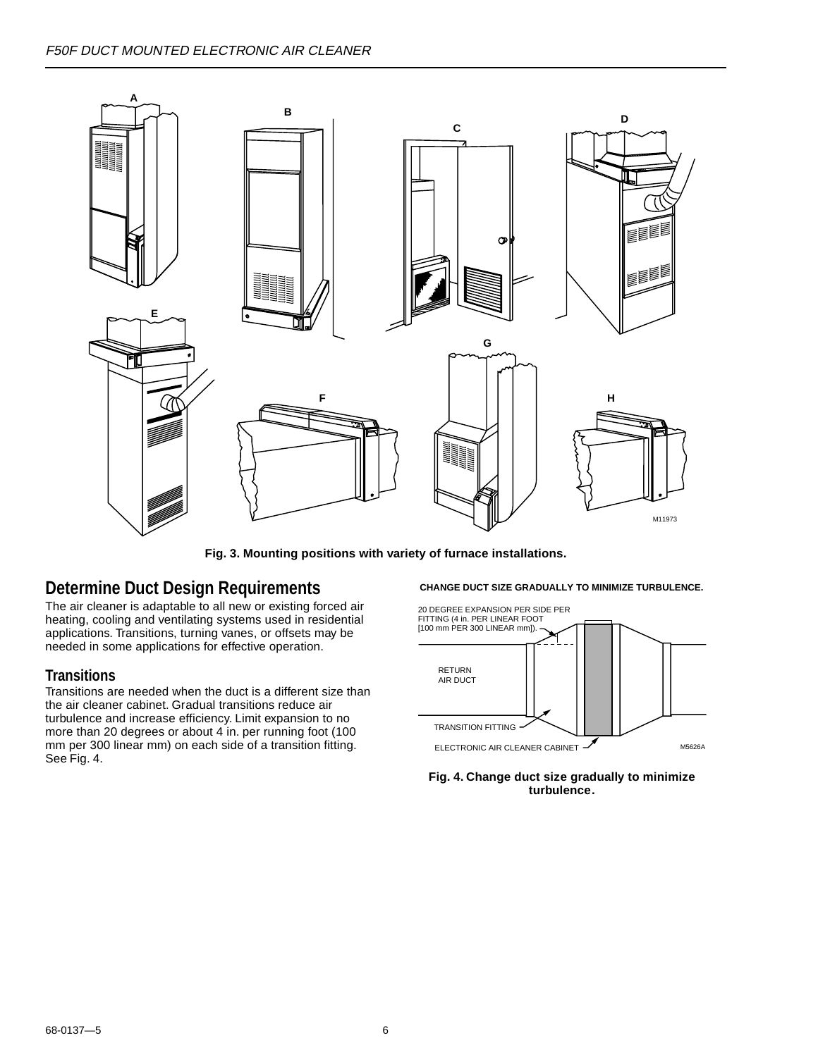Fig. 3. Mounting positions with variety of furnace installations.

## Determine Duct Design Requirements

The air cleaner is adaptable to all new or existing forced air heating, cooling and ventilating systems used in residential applications. Transitions, turning vanes, or offsets may be needed in some applications for effective operation.

### Transitions

Transitions are needed when the duct is a different size than the air cleaner cabinet. Gradual transitions reduce air turbulence and increase efficiency. Limit expansion to no more than 20 degrees or about 4 in. per running foot (100 mm per 300 linear mm) on each side of a transition fitting. See Fig. 4.

Fig. 4. Change duct size gradually to minimize turbulence.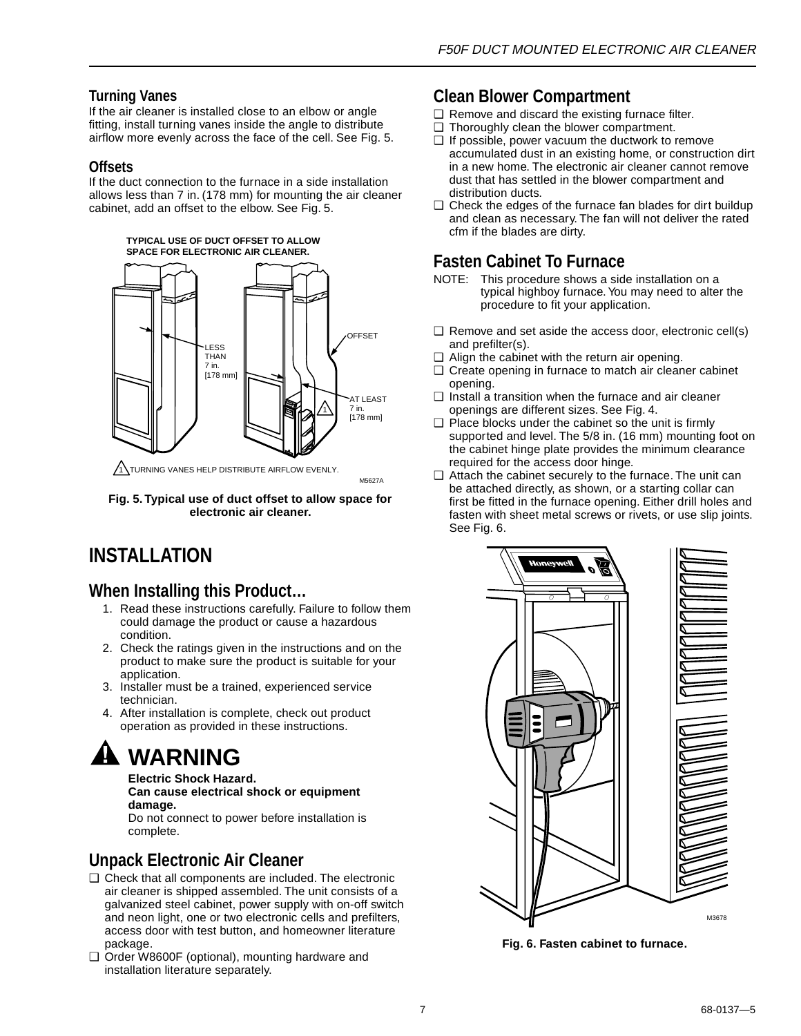### Turning Vanes

If the air cleaner is installed close to an elbow or angle fitting, install turning vanes inside the angle to distribute airflow more evenly across the face of the cell. See Fig. 5.

### Offsets

If the duct connection to the furnace in a side installation allows less than 7 in. (178 mm) for mounting the air cleaner cabinet, add an offset to the elbow. See Fig. 5.

TYPICAL USE OF DUCT OFFSET TO ALLOW SPACE FOR ELECTRONIC AIR CLEANER.

LESS THAN 7 in. [178 mm]

OFFSET

AT LEAST 7 in. [178 mm]

1 TURNING VANES HELP DISTRIBUTE AIRFLOW EVENLY.

M5627A

**Fig. 5. Typical use of duct offset to allow space for electronic air cleaner.**

# INSTALLATION

## When Installing this Product…

1. Read these instructions carefully. Failure to follow them could damage the product or cause a hazardous condition.
2. Check the ratings given in the instructions and on the product to make sure the product is suitable for your application.
3. Installer must be a trained, experienced service technician.
4. After installation is complete, check out product operation as provided in these instructions.

## WARNING

**Electric Shock Hazard.**
**Can cause electrical shock or equipment damage.**
Do not connect to power before installation is complete.

## Unpack Electronic Air Cleaner

- ❑ Check that all components are included. The electronic air cleaner is shipped assembled. The unit consists of a galvanized steel cabinet, power supply with on-off switch and neon light, one or two electronic cells and prefilters, access door with test button, and homeowner literature package.
- ❑ Order W8600F (optional), mounting hardware and installation literature separately.

## Clean Blower Compartment

- ❑ Remove and discard the existing furnace filter.
- ❑ Thoroughly clean the blower compartment.
- ❑ If possible, power vacuum the ductwork to remove accumulated dust in an existing home, or construction dirt in a new home. The electronic air cleaner cannot remove dust that has settled in the blower compartment and distribution ducts.
- ❑ Check the edges of the furnace fan blades for dirt buildup and clean as necessary. The fan will not deliver the rated cfm if the blades are dirty.

## Fasten Cabinet To Furnace

NOTE: This procedure shows a side installation on a typical highboy furnace. You may need to alter the procedure to fit your application.

- ❑ Remove and set aside the access door, electronic cell(s) and prefilter(s).
- ❑ Align the cabinet with the return air opening.
- ❑ Create opening in furnace to match air cleaner cabinet opening.
- ❑ Install a transition when the furnace and air cleaner openings are different sizes. See Fig. 4.
- ❑ Place blocks under the cabinet so the unit is firmly supported and level. The 5/8 in. (16 mm) mounting foot on the cabinet hinge plate provides the minimum clearance required for the access door hinge.
- ❑ Attach the cabinet securely to the furnace. The unit can be attached directly, as shown, or a starting collar can first be fitted in the furnace opening. Either drill holes and fasten with sheet metal screws or rivets, or use slip joints. See Fig. 6.

M3678

**Fig. 6. Fasten cabinet to furnace.**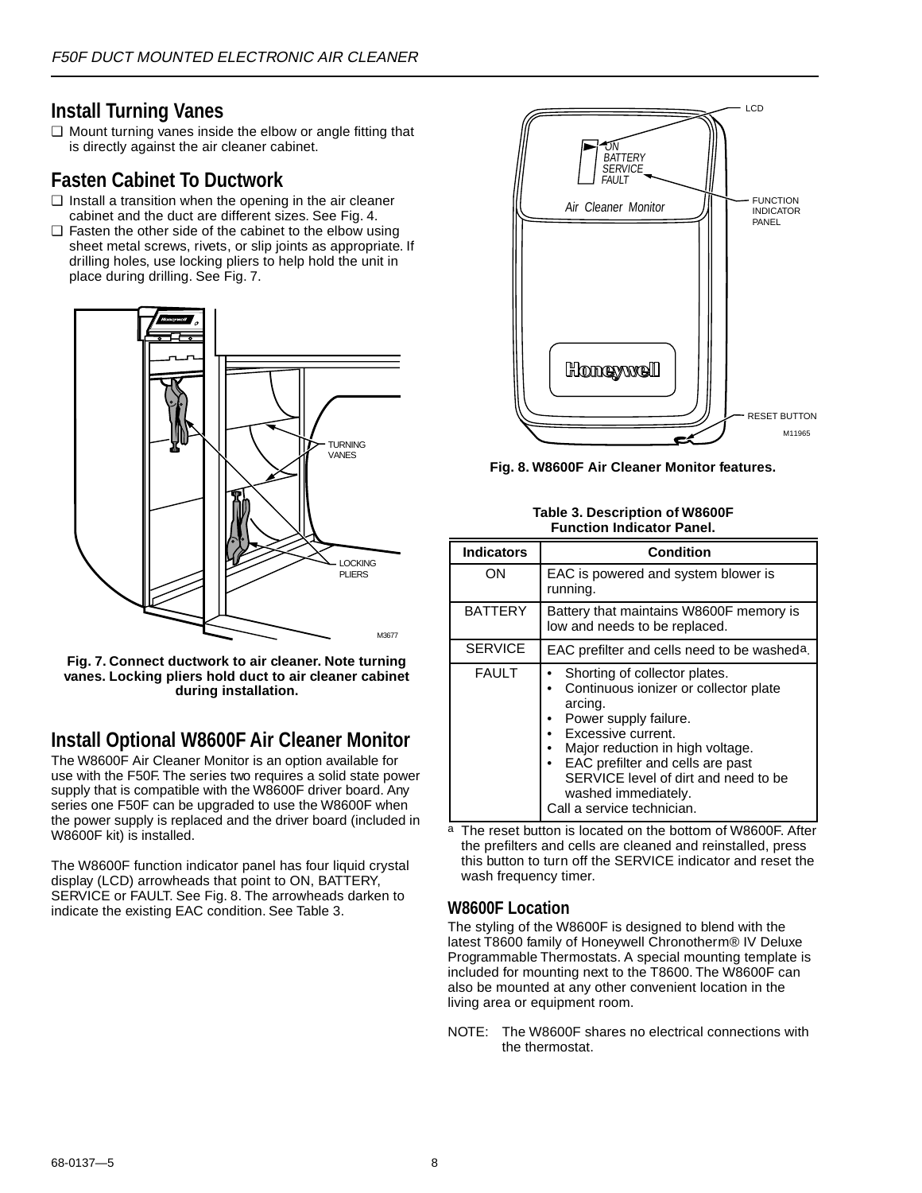## Install Turning Vanes

- ❑ Mount turning vanes inside the elbow or angle fitting that is directly against the air cleaner cabinet.

## Fasten Cabinet To Ductwork

- ❑ Install a transition when the opening in the air cleaner cabinet and the duct are different sizes. See Fig. 4.
- ❑ Fasten the other side of the cabinet to the elbow using sheet metal screws, rivets, or slip joints as appropriate. If drilling holes, use locking pliers to help hold the unit in place during drilling. See Fig. 7.

**Fig. 7. Connect ductwork to air cleaner. Note turning vanes. Locking pliers hold duct to air cleaner cabinet during installation.**

## Install Optional W8600F Air Cleaner Monitor

The W8600F Air Cleaner Monitor is an option available for use with the F50F. The series two requires a solid state power supply that is compatible with the W8600F driver board. Any series one F50F can be upgraded to use the W8600F when the power supply is replaced and the driver board (included in W8600F kit) is installed.

The W8600F function indicator panel has four liquid crystal display (LCD) arrowheads that point to ON, BATTERY, SERVICE or FAULT. See Fig. 8. The arrowheads darken to indicate the existing EAC condition. See Table 3.

**Fig. 8. W8600F Air Cleaner Monitor features.**

**Table 3. Description of W8600F Function Indicator Panel.**

| Indicators | Condition |
|---|---|
| ON | EAC is powered and system blower is running. |
| BATTERY | Battery that maintains W8600F memory is low and needs to be replaced. |
| SERVICE | EAC prefilter and cells need to be washed[a]. |
| FAULT | • Shorting of collector plates.<br>• Continuous ionizer or collector plate arcing.<br>• Power supply failure.<br>• Excessive current.<br>• Major reduction in high voltage.<br>• EAC prefilter and cells are past SERVICE level of dirt and need to be washed immediately.<br>Call a service technician. |

[a] The reset button is located on the bottom of W8600F. After the prefilters and cells are cleaned and reinstalled, press this button to turn off the SERVICE indicator and reset the wash frequency timer.

### W8600F Location

The styling of the W8600F is designed to blend with the latest T8600 family of Honeywell Chronotherm® IV Deluxe Programmable Thermostats. A special mounting template is included for mounting next to the T8600. The W8600F can also be mounted at any other convenient location in the living area or equipment room.

NOTE: The W8600F shares no electrical connections with the thermostat.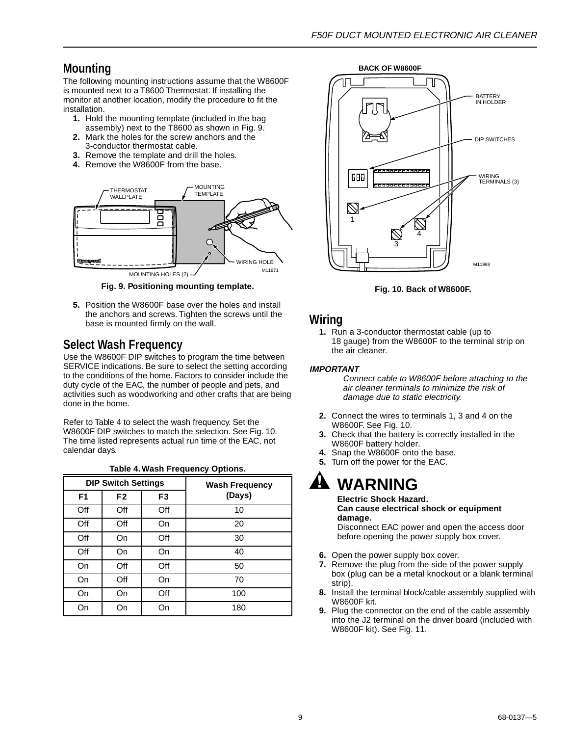## Mounting

The following mounting instructions assume that the W8600F is mounted next to a T8600 Thermostat. If installing the monitor at another location, modify the procedure to fit the installation.

1. Hold the mounting template (included in the bag assembly) next to the T8600 as shown in Fig. 9.
2. Mark the holes for the screw anchors and the 3-conductor thermostat cable.
3. Remove the template and drill the holes.
4. Remove the W8600F from the base.

**Fig. 9. Positioning mounting template.**

5. Position the W8600F base over the holes and install the anchors and screws. Tighten the screws until the base is mounted firmly on the wall.

## Select Wash Frequency

Use the W8600F DIP switches to program the time between SERVICE indications. Be sure to select the setting according to the conditions of the home. Factors to consider include the duty cycle of the EAC, the number of people and pets, and activities such as woodworking and other crafts that are being done in the home.

Refer to Table 4 to select the wash frequency. Set the W8600F DIP switches to match the selection. See Fig. 10. The time listed represents actual run time of the EAC, not calendar days.

**Table 4. Wash Frequency Options.**

| DIP Switch Settings | | | Wash Frequency (Days) |
|---|---|---|---|
| F1 | F2 | F3 | |
| Off | Off | Off | 10 |
| Off | Off | On | 20 |
| Off | On | Off | 30 |
| Off | On | On | 40 |
| On | Off | Off | 50 |
| On | Off | On | 70 |
| On | On | Off | 100 |
| On | On | On | 180 |

**Fig. 10. Back of W8600F.**

## Wiring

1. Run a 3-conductor thermostat cable (up to 18 gauge) from the W8600F to the terminal strip on the air cleaner.

***IMPORTANT***
*Connect cable to W8600F before attaching to the air cleaner terminals to minimize the risk of damage due to static electricity.*

2. Connect the wires to terminals 1, 3 and 4 on the W8600F. See Fig. 10.
3. Check that the battery is correctly installed in the W8600F battery holder.
4. Snap the W8600F onto the base.
5. Turn off the power for the EAC.

### WARNING

**Electric Shock Hazard.**
**Can cause electrical shock or equipment damage.**
Disconnect EAC power and open the access door before opening the power supply box cover.

6. Open the power supply box cover.
7. Remove the plug from the side of the power supply box (plug can be a metal knockout or a blank terminal strip).
8. Install the terminal block/cable assembly supplied with W8600F kit.
9. Plug the connector on the end of the cable assembly into the J2 terminal on the driver board (included with W8600F kit). See Fig. 11.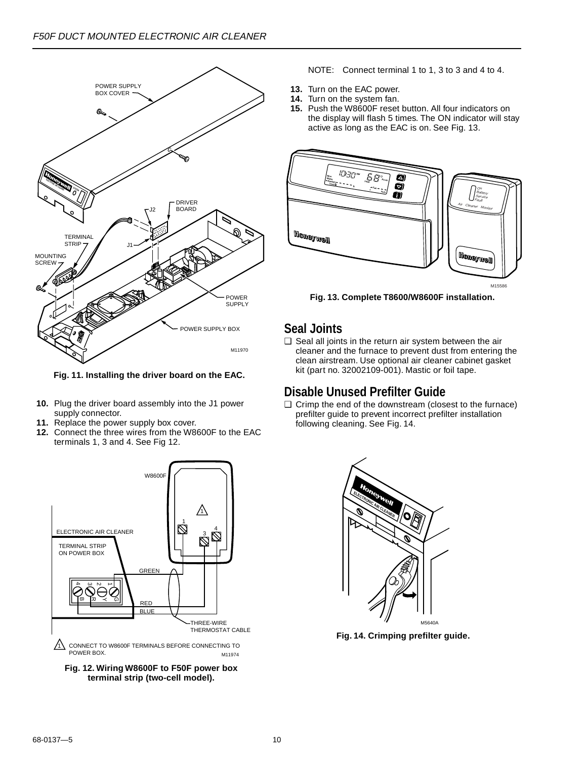Fig. 11. Installing the driver board on the EAC.

10. Plug the driver board assembly into the J1 power supply connector.
11. Replace the power supply box cover.
12. Connect the three wires from the W8600F to the EAC terminals 1, 3 and 4. See Fig 12.

Fig. 12. Wiring W8600F to F50F power box terminal strip (two-cell model).

NOTE: Connect terminal 1 to 1, 3 to 3 and 4 to 4.

13. Turn on the EAC power.
14. Turn on the system fan.
15. Push the W8600F reset button. All four indicators on the display will flash 5 times. The ON indicator will stay active as long as the EAC is on. See Fig. 13.

Fig. 13. Complete T8600/W8600F installation.

## Seal Joints

❑ Seal all joints in the return air system between the air cleaner and the furnace to prevent dust from entering the clean airstream. Use optional air cleaner cabinet gasket kit (part no. 32002109-001). Mastic or foil tape.

## Disable Unused Prefilter Guide

❑ Crimp the end of the downstream (closest to the furnace) prefilter guide to prevent incorrect prefilter installation following cleaning. See Fig. 14.

Fig. 14. Crimping prefilter guide.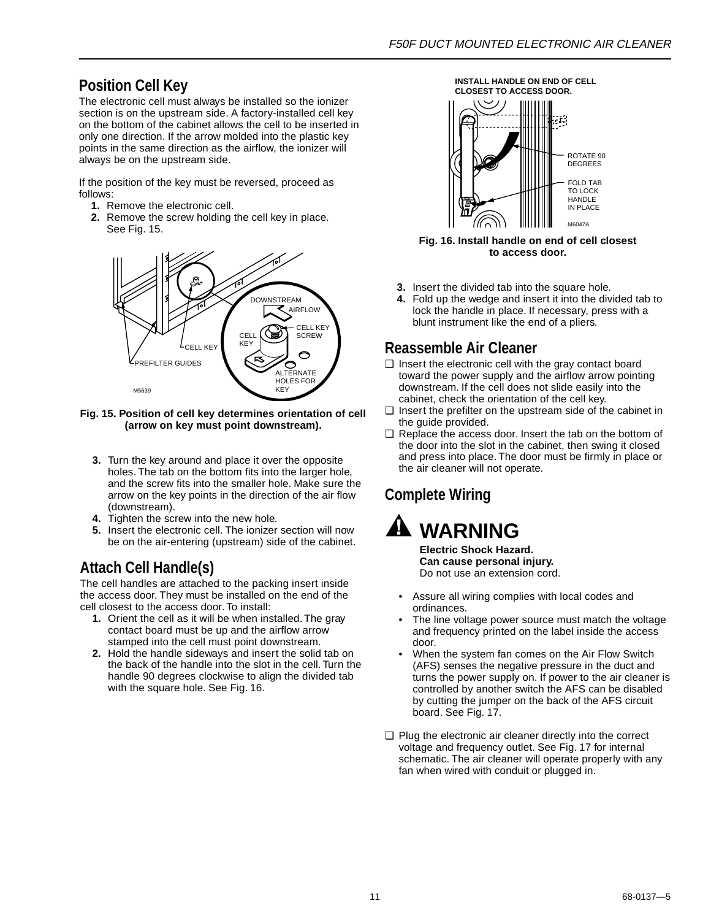## Position Cell Key

The electronic cell must always be installed so the ionizer section is on the upstream side. A factory-installed cell key on the bottom of the cabinet allows the cell to be inserted in only one direction. If the arrow molded into the plastic key points in the same direction as the airflow, the ionizer will always be on the upstream side.

If the position of the key must be reversed, proceed as follows:

1. Remove the electronic cell.
2. Remove the screw holding the cell key in place. See Fig. 15.

**Fig. 15. Position of cell key determines orientation of cell (arrow on key must point downstream).**

3. Turn the key around and place it over the opposite holes. The tab on the bottom fits into the larger hole, and the screw fits into the smaller hole. Make sure the arrow on the key points in the direction of the air flow (downstream).
4. Tighten the screw into the new hole.
5. Insert the electronic cell. The ionizer section will now be on the air-entering (upstream) side of the cabinet.

## Attach Cell Handle(s)

The cell handles are attached to the packing insert inside the access door. They must be installed on the end of the cell closest to the access door. To install:

1. Orient the cell as it will be when installed. The gray contact board must be up and the airflow arrow stamped into the cell must point downstream.
2. Hold the handle sideways and insert the solid tab on the back of the handle into the slot in the cell. Turn the handle 90 degrees clockwise to align the divided tab with the square hole. See Fig. 16.

**Fig. 16. Install handle on end of cell closest to access door.**

3. Insert the divided tab into the square hole.
4. Fold up the wedge and insert it into the divided tab to lock the handle in place. If necessary, press with a blunt instrument like the end of a pliers.

## Reassemble Air Cleaner

- ❑ Insert the electronic cell with the gray contact board toward the power supply and the airflow arrow pointing downstream. If the cell does not slide easily into the cabinet, check the orientation of the cell key.
- ❑ Insert the prefilter on the upstream side of the cabinet in the guide provided.
- ❑ Replace the access door. Insert the tab on the bottom of the door into the slot in the cabinet, then swing it closed and press into place. The door must be firmly in place or the air cleaner will not operate.

## Complete Wiring

### ⚠ WARNING

**Electric Shock Hazard.**
**Can cause personal injury.**
Do not use an extension cord.

- Assure all wiring complies with local codes and ordinances.
- The line voltage power source must match the voltage and frequency printed on the label inside the access door.
- When the system fan comes on the Air Flow Switch (AFS) senses the negative pressure in the duct and turns the power supply on. If power to the air cleaner is controlled by another switch the AFS can be disabled by cutting the jumper on the back of the AFS circuit board. See Fig. 17.

- ❑ Plug the electronic air cleaner directly into the correct voltage and frequency outlet. See Fig. 17 for internal schematic. The air cleaner will operate properly with any fan when wired with conduit or plugged in.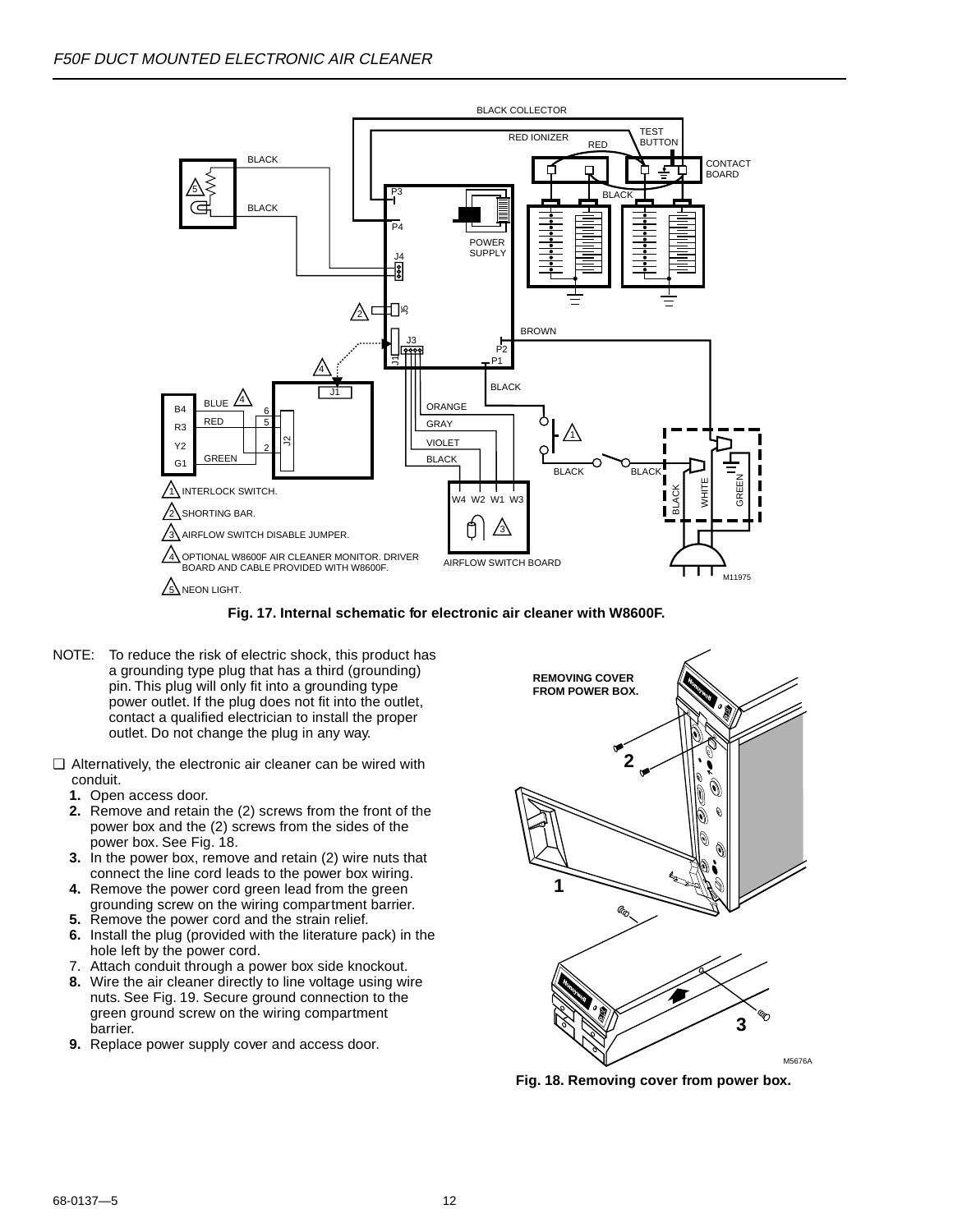Fig. 17. Internal schematic for electronic air cleaner with W8600F.

NOTE: To reduce the risk of electric shock, this product has a grounding type plug that has a third (grounding) pin. This plug will only fit into a grounding type power outlet. If the plug does not fit into the outlet, contact a qualified electrician to install the proper outlet. Do not change the plug in any way.

❑ Alternatively, the electronic air cleaner can be wired with conduit.

1. Open access door.
2. Remove and retain the (2) screws from the front of the power box and the (2) screws from the sides of the power box. See Fig. 18.
3. In the power box, remove and retain (2) wire nuts that connect the line cord leads to the power box wiring.
4. Remove the power cord green lead from the green grounding screw on the wiring compartment barrier.
5. Remove the power cord and the strain relief.
6. Install the plug (provided with the literature pack) in the hole left by the power cord.
7. Attach conduit through a power box side knockout.
8. Wire the air cleaner directly to line voltage using wire nuts. See Fig. 19. Secure ground connection to the green ground screw on the wiring compartment barrier.
9. Replace power supply cover and access door.

Fig. 18. Removing cover from power box.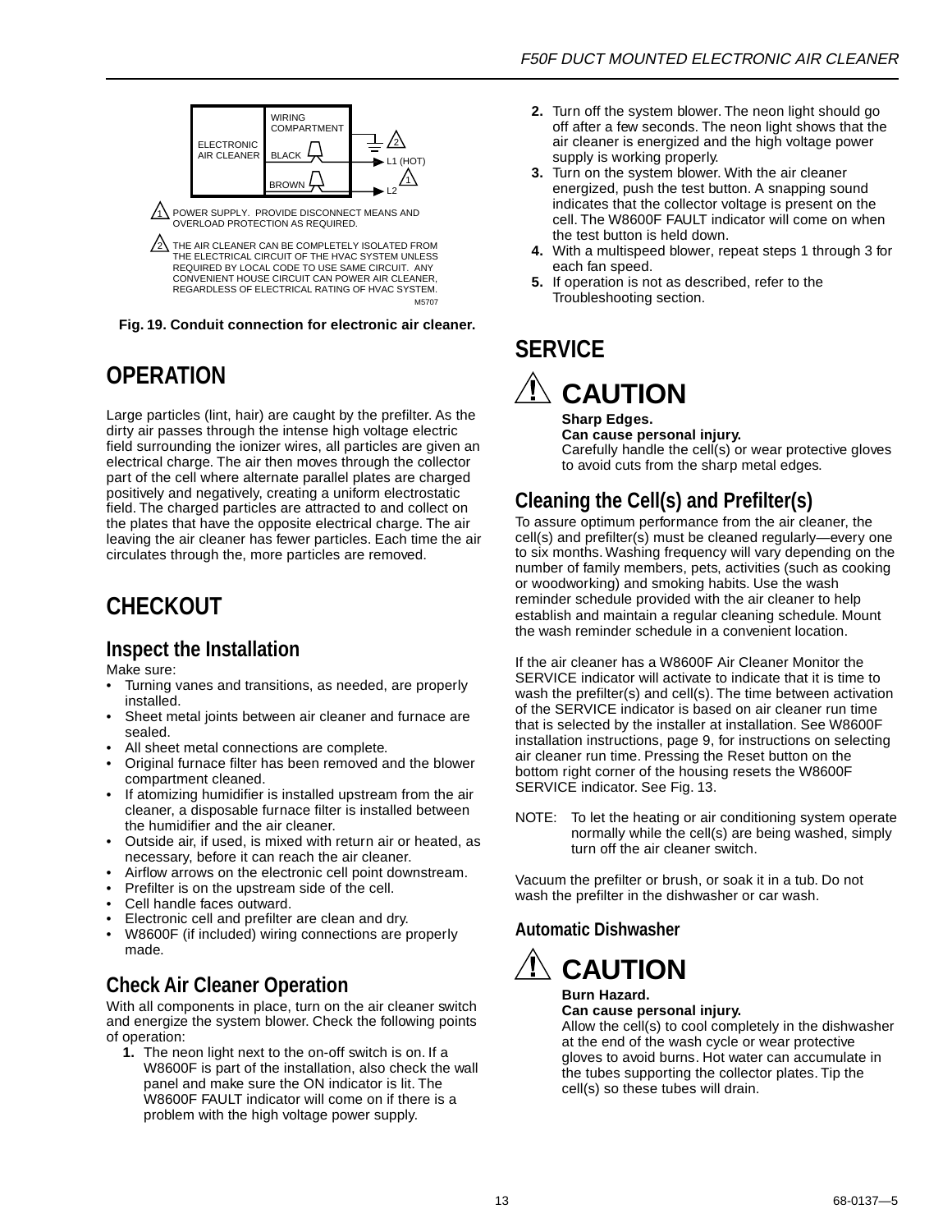ELECTRONIC AIR CLEANER | WIRING COMPARTMENT | BLACK | BROWN | L1 (HOT) | L2

1 POWER SUPPLY. PROVIDE DISCONNECT MEANS AND OVERLOAD PROTECTION AS REQUIRED.

2 THE AIR CLEANER CAN BE COMPLETELY ISOLATED FROM THE ELECTRICAL CIRCUIT OF THE HVAC SYSTEM UNLESS REQUIRED BY LOCAL CODE TO USE SAME CIRCUIT. ANY CONVENIENT HOUSE CIRCUIT CAN POWER AIR CLEANER, REGARDLESS OF ELECTRICAL RATING OF HVAC SYSTEM.

M5707

**Fig. 19. Conduit connection for electronic air cleaner.**

# OPERATION

Large particles (lint, hair) are caught by the prefilter. As the dirty air passes through the intense high voltage electric field surrounding the ionizer wires, all particles are given an electrical charge. The air then moves through the collector part of the cell where alternate parallel plates are charged positively and negatively, creating a uniform electrostatic field. The charged particles are attracted to and collect on the plates that have the opposite electrical charge. The air leaving the air cleaner has fewer particles. Each time the air circulates through the, more particles are removed.

# CHECKOUT

## Inspect the Installation

Make sure:

- Turning vanes and transitions, as needed, are properly installed.
- Sheet metal joints between air cleaner and furnace are sealed.
- All sheet metal connections are complete.
- Original furnace filter has been removed and the blower compartment cleaned.
- If atomizing humidifier is installed upstream from the air cleaner, a disposable furnace filter is installed between the humidifier and the air cleaner.
- Outside air, if used, is mixed with return air or heated, as necessary, before it can reach the air cleaner.
- Airflow arrows on the electronic cell point downstream.
- Prefilter is on the upstream side of the cell.
- Cell handle faces outward.
- Electronic cell and prefilter are clean and dry.
- W8600F (if included) wiring connections are properly made.

## Check Air Cleaner Operation

With all components in place, turn on the air cleaner switch and energize the system blower. Check the following points of operation:

1. The neon light next to the on-off switch is on. If a W8600F is part of the installation, also check the wall panel and make sure the ON indicator is lit. The W8600F FAULT indicator will come on if there is a problem with the high voltage power supply.
2. Turn off the system blower. The neon light should go off after a few seconds. The neon light shows that the air cleaner is energized and the high voltage power supply is working properly.
3. Turn on the system blower. With the air cleaner energized, push the test button. A snapping sound indicates that the collector voltage is present on the cell. The W8600F FAULT indicator will come on when the test button is held down.
4. With a multispeed blower, repeat steps 1 through 3 for each fan speed.
5. If operation is not as described, refer to the Troubleshooting section.

# SERVICE

**CAUTION**

**Sharp Edges.**
**Can cause personal injury.**
Carefully handle the cell(s) or wear protective gloves to avoid cuts from the sharp metal edges.

## Cleaning the Cell(s) and Prefilter(s)

To assure optimum performance from the air cleaner, the cell(s) and prefilter(s) must be cleaned regularly—every one to six months. Washing frequency will vary depending on the number of family members, pets, activities (such as cooking or woodworking) and smoking habits. Use the wash reminder schedule provided with the air cleaner to help establish and maintain a regular cleaning schedule. Mount the wash reminder schedule in a convenient location.

If the air cleaner has a W8600F Air Cleaner Monitor the SERVICE indicator will activate to indicate that it is time to wash the prefilter(s) and cell(s). The time between activation of the SERVICE indicator is based on air cleaner run time that is selected by the installer at installation. See W8600F installation instructions, page 9, for instructions on selecting air cleaner run time. Pressing the Reset button on the bottom right corner of the housing resets the W8600F SERVICE indicator. See Fig. 13.

NOTE: To let the heating or air conditioning system operate normally while the cell(s) are being washed, simply turn off the air cleaner switch.

Vacuum the prefilter or brush, or soak it in a tub. Do not wash the prefilter in the dishwasher or car wash.

### Automatic Dishwasher

**CAUTION**

**Burn Hazard.**
**Can cause personal injury.**
Allow the cell(s) to cool completely in the dishwasher at the end of the wash cycle or wear protective gloves to avoid burns. Hot water can accumulate in the tubes supporting the collector plates. Tip the cell(s) so these tubes will drain.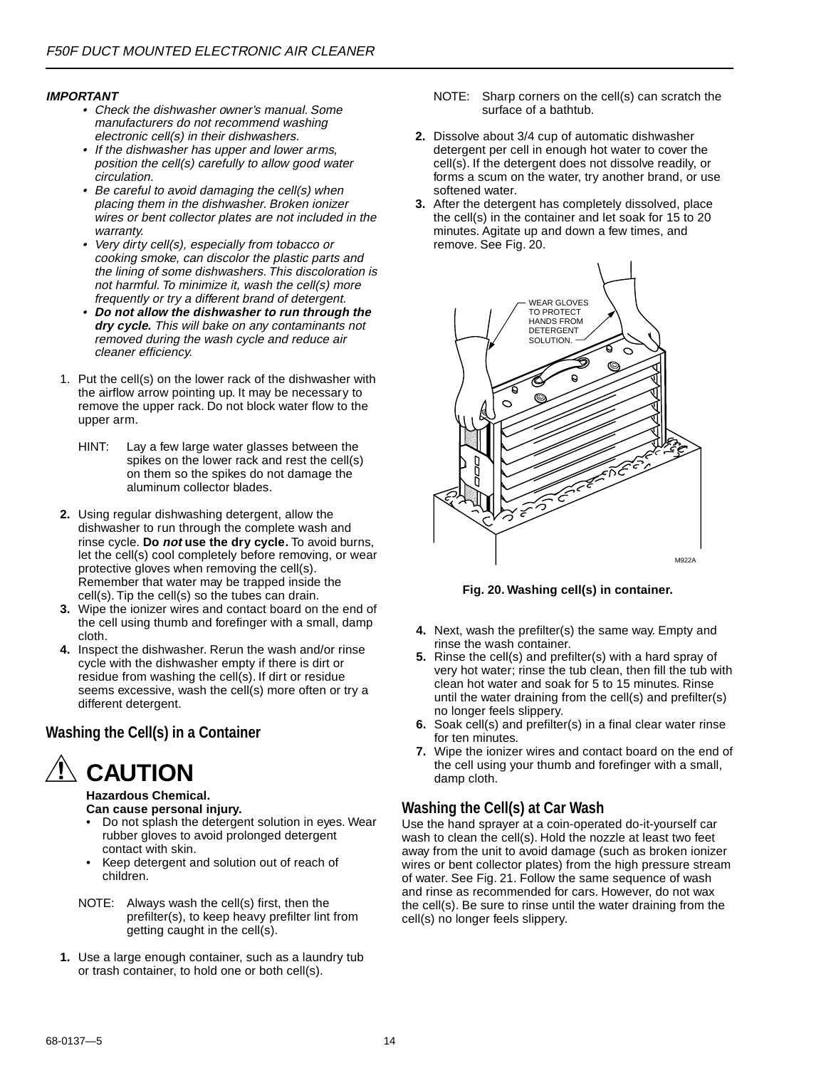***IMPORTANT***

- *Check the dishwasher owner's manual. Some manufacturers do not recommend washing electronic cell(s) in their dishwashers.*
- *If the dishwasher has upper and lower arms, position the cell(s) carefully to allow good water circulation.*
- *Be careful to avoid damaging the cell(s) when placing them in the dishwasher. Broken ionizer wires or bent collector plates are not included in the warranty.*
- *Very dirty cell(s), especially from tobacco or cooking smoke, can discolor the plastic parts and the lining of some dishwashers. This discoloration is not harmful. To minimize it, wash the cell(s) more frequently or try a different brand of detergent.*
- ***Do not allow the dishwasher to run through the dry cycle.*** *This will bake on any contaminants not removed during the wash cycle and reduce air cleaner efficiency.*

1. Put the cell(s) on the lower rack of the dishwasher with the airflow arrow pointing up. It may be necessary to remove the upper rack. Do not block water flow to the upper arm.

   HINT: Lay a few large water glasses between the spikes on the lower rack and rest the cell(s) on them so the spikes do not damage the aluminum collector blades.

2. Using regular dishwashing detergent, allow the dishwasher to run through the complete wash and rinse cycle. **Do *not* use the dry cycle.** To avoid burns, let the cell(s) cool completely before removing, or wear protective gloves when removing the cell(s). Remember that water may be trapped inside the cell(s). Tip the cell(s) so the tubes can drain.
3. Wipe the ionizer wires and contact board on the end of the cell using thumb and forefinger with a small, damp cloth.
4. Inspect the dishwasher. Rerun the wash and/or rinse cycle with the dishwasher empty if there is dirt or residue from washing the cell(s). If dirt or residue seems excessive, wash the cell(s) more often or try a different detergent.

## Washing the Cell(s) in a Container

**⚠ CAUTION**

**Hazardous Chemical.**
**Can cause personal injury.**

- Do not splash the detergent solution in eyes. Wear rubber gloves to avoid prolonged detergent contact with skin.
- Keep detergent and solution out of reach of children.

NOTE: Always wash the cell(s) first, then the prefilter(s), to keep heavy prefilter lint from getting caught in the cell(s).

1. Use a large enough container, such as a laundry tub or trash container, to hold one or both cell(s).

   NOTE: Sharp corners on the cell(s) can scratch the surface of a bathtub.

2. Dissolve about 3/4 cup of automatic dishwasher detergent per cell in enough hot water to cover the cell(s). If the detergent does not dissolve readily, or forms a scum on the water, try another brand, or use softened water.
3. After the detergent has completely dissolved, place the cell(s) in the container and let soak for 15 to 20 minutes. Agitate up and down a few times, and remove. See Fig. 20.

WEAR GLOVES TO PROTECT HANDS FROM DETERGENT SOLUTION.

M922A

**Fig. 20. Washing cell(s) in container.**

4. Next, wash the prefilter(s) the same way. Empty and rinse the wash container.
5. Rinse the cell(s) and prefilter(s) with a hard spray of very hot water; rinse the tub clean, then fill the tub with clean hot water and soak for 5 to 15 minutes. Rinse until the water draining from the cell(s) and prefilter(s) no longer feels slippery.
6. Soak cell(s) and prefilter(s) in a final clear water rinse for ten minutes.
7. Wipe the ionizer wires and contact board on the end of the cell using your thumb and forefinger with a small, damp cloth.

## Washing the Cell(s) at Car Wash

Use the hand sprayer at a coin-operated do-it-yourself car wash to clean the cell(s). Hold the nozzle at least two feet away from the unit to avoid damage (such as broken ionizer wires or bent collector plates) from the high pressure stream of water. See Fig. 21. Follow the same sequence of wash and rinse as recommended for cars. However, do not wax the cell(s). Be sure to rinse until the water draining from the cell(s) no longer feels slippery.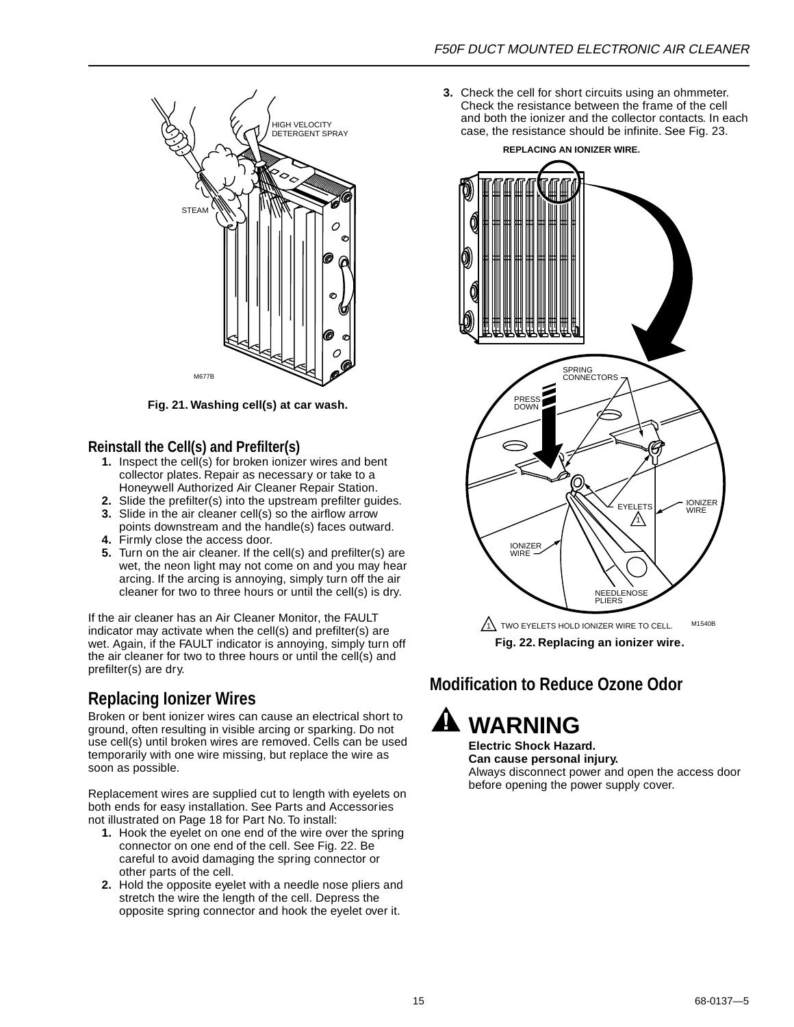Fig. 21. Washing cell(s) at car wash.

## Reinstall the Cell(s) and Prefilter(s)

1. Inspect the cell(s) for broken ionizer wires and bent collector plates. Repair as necessary or take to a Honeywell Authorized Air Cleaner Repair Station.
2. Slide the prefilter(s) into the upstream prefilter guides.
3. Slide in the air cleaner cell(s) so the airflow arrow points downstream and the handle(s) faces outward.
4. Firmly close the access door.
5. Turn on the air cleaner. If the cell(s) and prefilter(s) are wet, the neon light may not come on and you may hear arcing. If the arcing is annoying, simply turn off the air cleaner for two to three hours or until the cell(s) is dry.

If the air cleaner has an Air Cleaner Monitor, the FAULT indicator may activate when the cell(s) and prefilter(s) are wet. Again, if the FAULT indicator is annoying, simply turn off the air cleaner for two to three hours or until the cell(s) and prefilter(s) are dry.

## Replacing Ionizer Wires

Broken or bent ionizer wires can cause an electrical short to ground, often resulting in visible arcing or sparking. Do not use cell(s) until broken wires are removed. Cells can be used temporarily with one wire missing, but replace the wire as soon as possible.

Replacement wires are supplied cut to length with eyelets on both ends for easy installation. See Parts and Accessories not illustrated on Page 18 for Part No. To install:

1. Hook the eyelet on one end of the wire over the spring connector on one end of the cell. See Fig. 22. Be careful to avoid damaging the spring connector or other parts of the cell.
2. Hold the opposite eyelet with a needle nose pliers and stretch the wire the length of the cell. Depress the opposite spring connector and hook the eyelet over it.
3. Check the cell for short circuits using an ohmmeter. Check the resistance between the frame of the cell and both the ionizer and the collector contacts. In each case, the resistance should be infinite. See Fig. 23.

Fig. 22. Replacing an ionizer wire.

## Modification to Reduce Ozone Odor

### WARNING

**Electric Shock Hazard.**
**Can cause personal injury.**
Always disconnect power and open the access door before opening the power supply cover.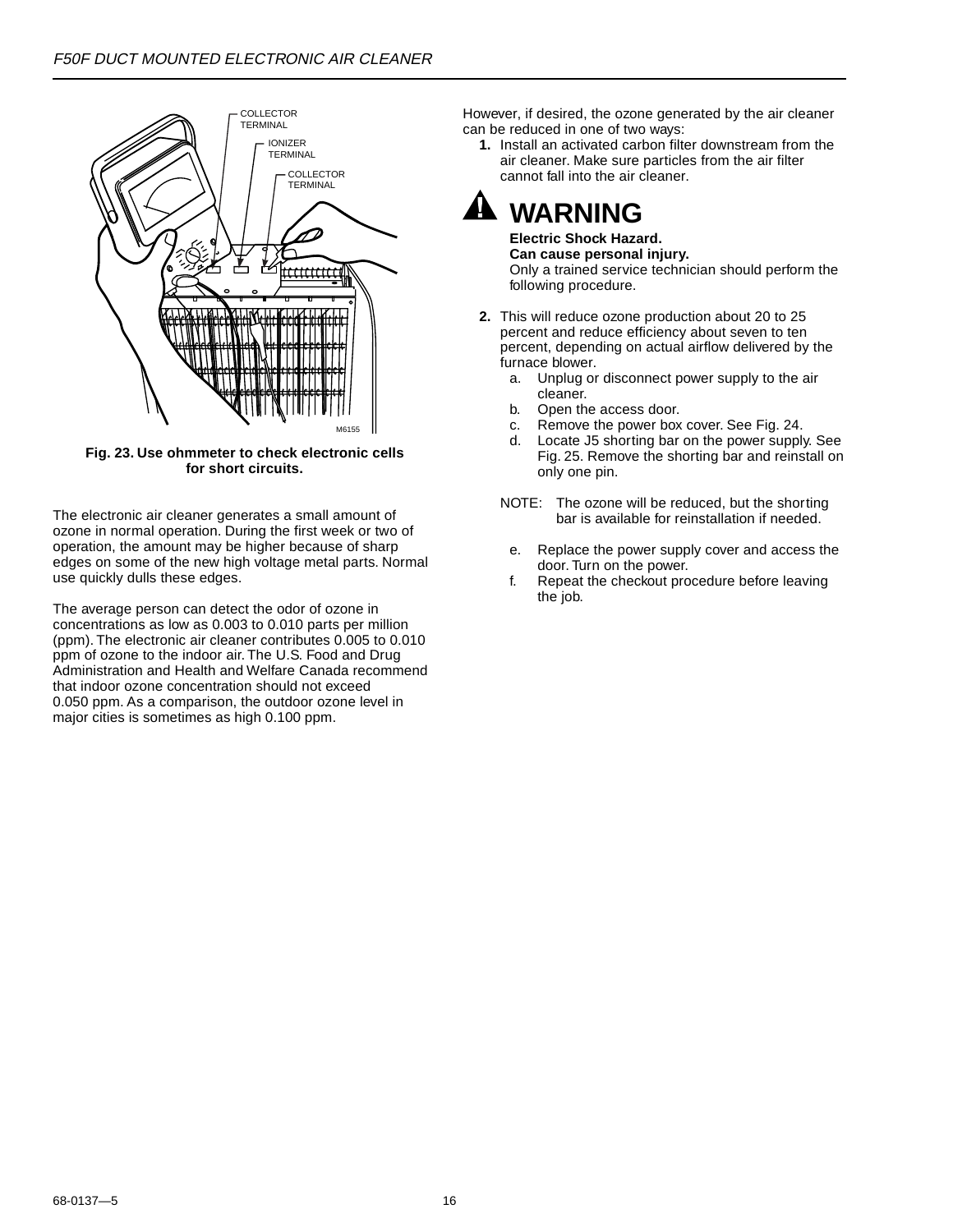Fig. 23. Use ohmmeter to check electronic cells for short circuits.

The electronic air cleaner generates a small amount of ozone in normal operation. During the first week or two of operation, the amount may be higher because of sharp edges on some of the new high voltage metal parts. Normal use quickly dulls these edges.

The average person can detect the odor of ozone in concentrations as low as 0.003 to 0.010 parts per million (ppm). The electronic air cleaner contributes 0.005 to 0.010 ppm of ozone to the indoor air. The U.S. Food and Drug Administration and Health and Welfare Canada recommend that indoor ozone concentration should not exceed 0.050 ppm. As a comparison, the outdoor ozone level in major cities is sometimes as high 0.100 ppm.

However, if desired, the ozone generated by the air cleaner can be reduced in one of two ways:

1. Install an activated carbon filter downstream from the air cleaner. Make sure particles from the air filter cannot fall into the air cleaner.

## WARNING

**Electric Shock Hazard.**
**Can cause personal injury.**
Only a trained service technician should perform the following procedure.

2. This will reduce ozone production about 20 to 25 percent and reduce efficiency about seven to ten percent, depending on actual airflow delivered by the furnace blower.
   a. Unplug or disconnect power supply to the air cleaner.
   b. Open the access door.
   c. Remove the power box cover. See Fig. 24.
   d. Locate J5 shorting bar on the power supply. See Fig. 25. Remove the shorting bar and reinstall on only one pin.

   NOTE: The ozone will be reduced, but the shorting bar is available for reinstallation if needed.

   e. Replace the power supply cover and access the door. Turn on the power.
   f. Repeat the checkout procedure before leaving the job.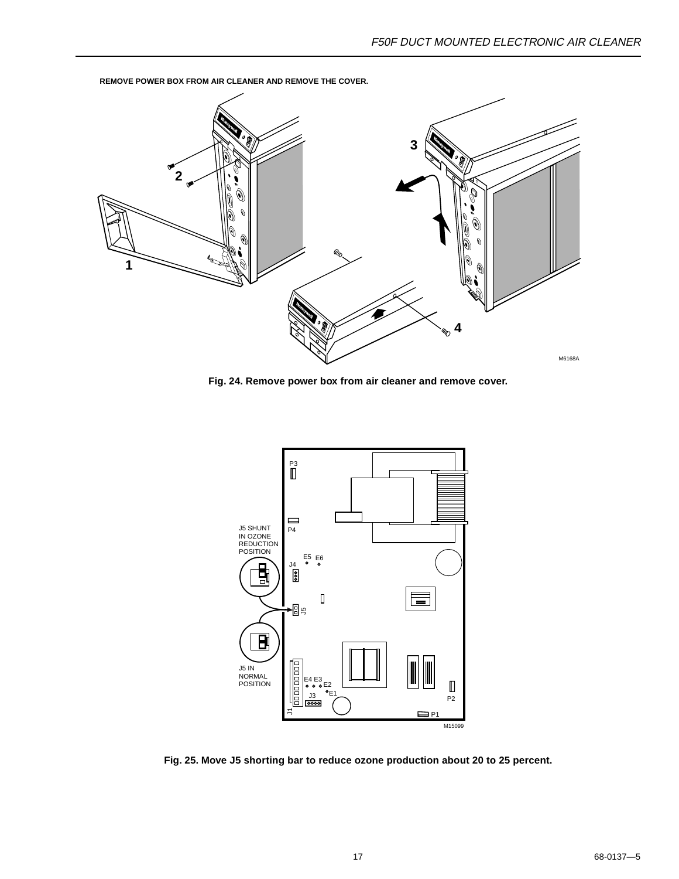REMOVE POWER BOX FROM AIR CLEANER AND REMOVE THE COVER.

**Fig. 24. Remove power box from air cleaner and remove cover.**

**Fig. 25. Move J5 shorting bar to reduce ozone production about 20 to 25 percent.**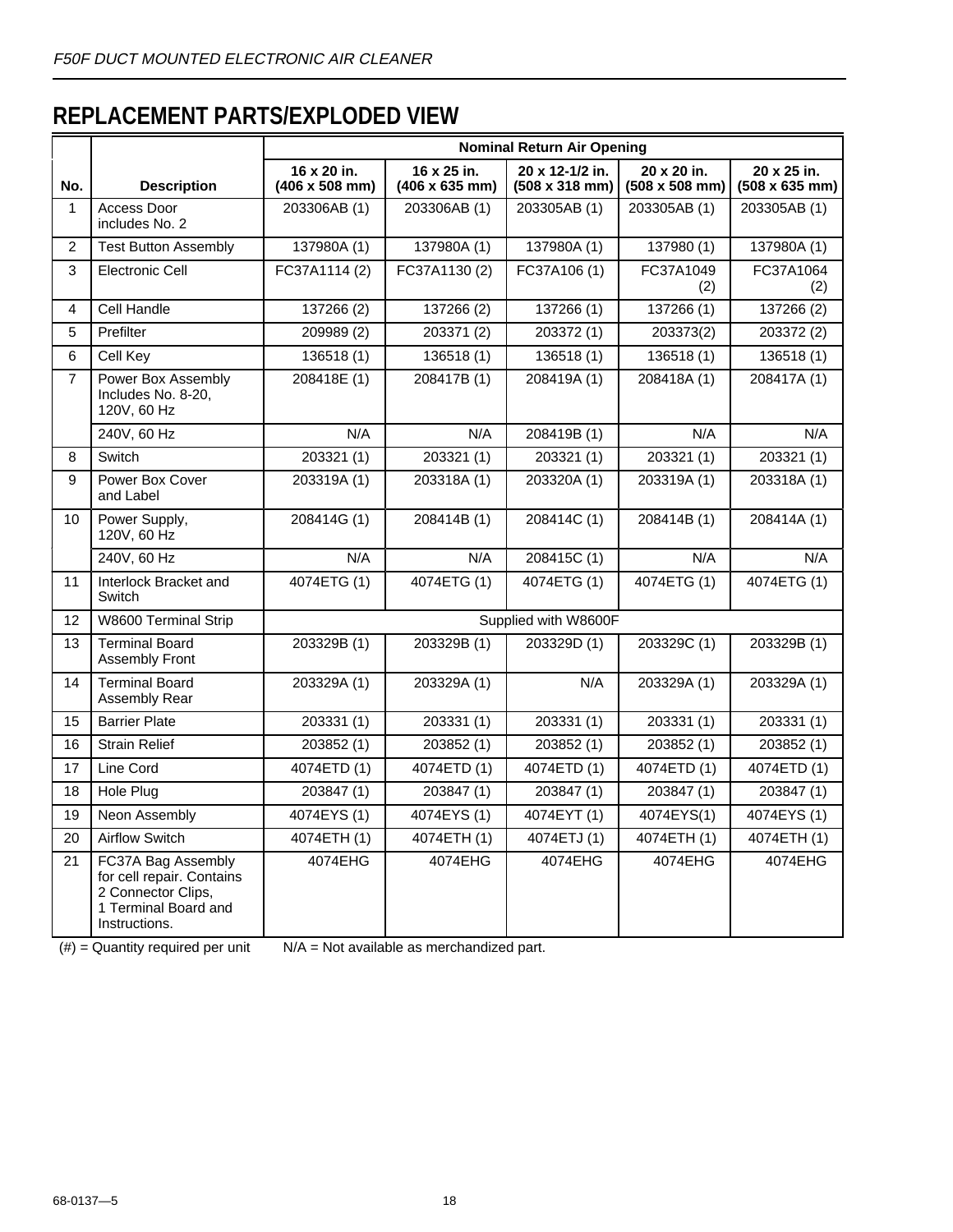## REPLACEMENT PARTS/EXPLODED VIEW

| No. | Description | Nominal Return Air Opening | | | | |
|---|---|---|---|---|---|---|
| | | 16 x 20 in. (406 x 508 mm) | 16 x 25 in. (406 x 635 mm) | 20 x 12-1/2 in. (508 x 318 mm) | 20 x 20 in. (508 x 508 mm) | 20 x 25 in. (508 x 635 mm) |
| 1 | Access Door includes No. 2 | 203306AB (1) | 203306AB (1) | 203305AB (1) | 203305AB (1) | 203305AB (1) |
| 2 | Test Button Assembly | 137980A (1) | 137980A (1) | 137980A (1) | 137980 (1) | 137980A (1) |
| 3 | Electronic Cell | FC37A1114 (2) | FC37A1130 (2) | FC37A106 (1) | FC37A1049 (2) | FC37A1064 (2) |
| 4 | Cell Handle | 137266 (2) | 137266 (2) | 137266 (1) | 137266 (1) | 137266 (2) |
| 5 | Prefilter | 209989 (2) | 203371 (2) | 203372 (1) | 203373(2) | 203372 (2) |
| 6 | Cell Key | 136518 (1) | 136518 (1) | 136518 (1) | 136518 (1) | 136518 (1) |
| 7 | Power Box Assembly Includes No. 8-20, 120V, 60 Hz | 208418E (1) | 208417B (1) | 208419A (1) | 208418A (1) | 208417A (1) |
| | 240V, 60 Hz | N/A | N/A | 208419B (1) | N/A | N/A |
| 8 | Switch | 203321 (1) | 203321 (1) | 203321 (1) | 203321 (1) | 203321 (1) |
| 9 | Power Box Cover and Label | 203319A (1) | 203318A (1) | 203320A (1) | 203319A (1) | 203318A (1) |
| 10 | Power Supply, 120V, 60 Hz | 208414G (1) | 208414B (1) | 208414C (1) | 208414B (1) | 208414A (1) |
| | 240V, 60 Hz | N/A | N/A | 208415C (1) | N/A | N/A |
| 11 | Interlock Bracket and Switch | 4074ETG (1) | 4074ETG (1) | 4074ETG (1) | 4074ETG (1) | 4074ETG (1) |
| 12 | W8600 Terminal Strip | Supplied with W8600F | | | | |
| 13 | Terminal Board Assembly Front | 203329B (1) | 203329B (1) | 203329D (1) | 203329C (1) | 203329B (1) |
| 14 | Terminal Board Assembly Rear | 203329A (1) | 203329A (1) | N/A | 203329A (1) | 203329A (1) |
| 15 | Barrier Plate | 203331 (1) | 203331 (1) | 203331 (1) | 203331 (1) | 203331 (1) |
| 16 | Strain Relief | 203852 (1) | 203852 (1) | 203852 (1) | 203852 (1) | 203852 (1) |
| 17 | Line Cord | 4074ETD (1) | 4074ETD (1) | 4074ETD (1) | 4074ETD (1) | 4074ETD (1) |
| 18 | Hole Plug | 203847 (1) | 203847 (1) | 203847 (1) | 203847 (1) | 203847 (1) |
| 19 | Neon Assembly | 4074EYS (1) | 4074EYS (1) | 4074EYT (1) | 4074EYS(1) | 4074EYS (1) |
| 20 | Airflow Switch | 4074ETH (1) | 4074ETH (1) | 4074ETJ (1) | 4074ETH (1) | 4074ETH (1) |
| 21 | FC37A Bag Assembly for cell repair. Contains 2 Connector Clips, 1 Terminal Board and Instructions. | 4074EHG | 4074EHG | 4074EHG | 4074EHG | 4074EHG |

(#) = Quantity required per unit  N/A = Not available as merchandized part.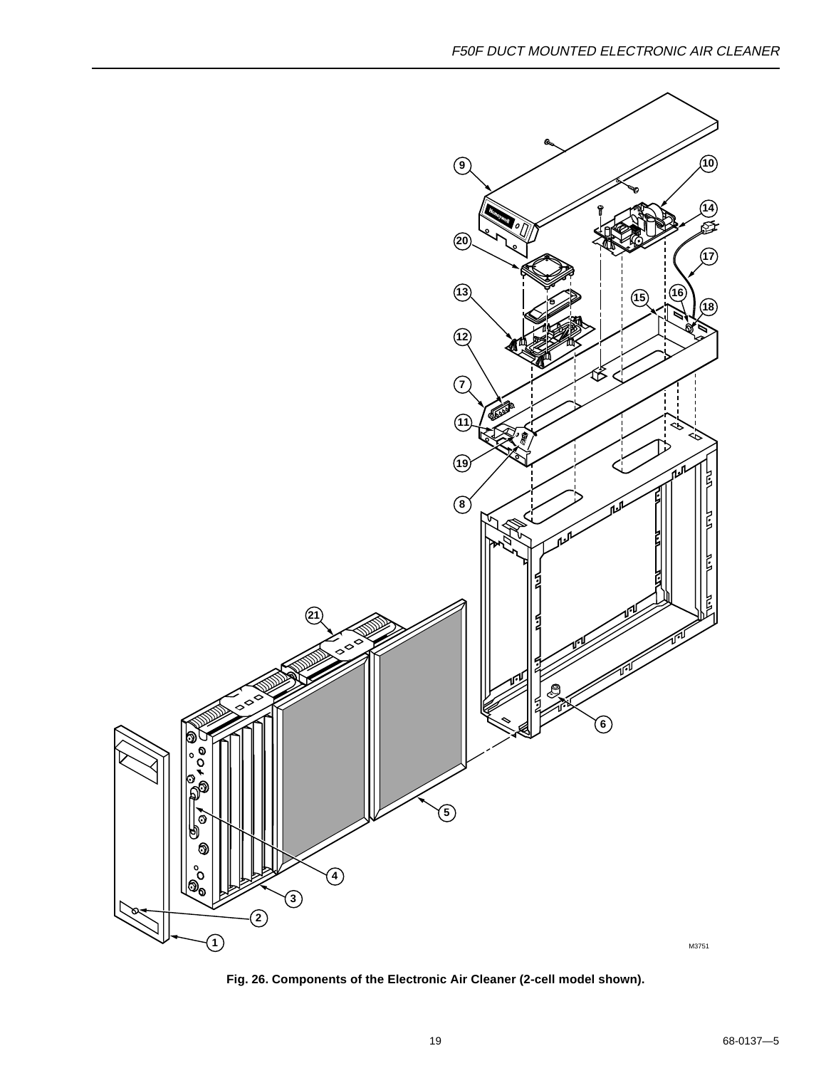**Fig. 26. Components of the Electronic Air Cleaner (2-cell model shown).**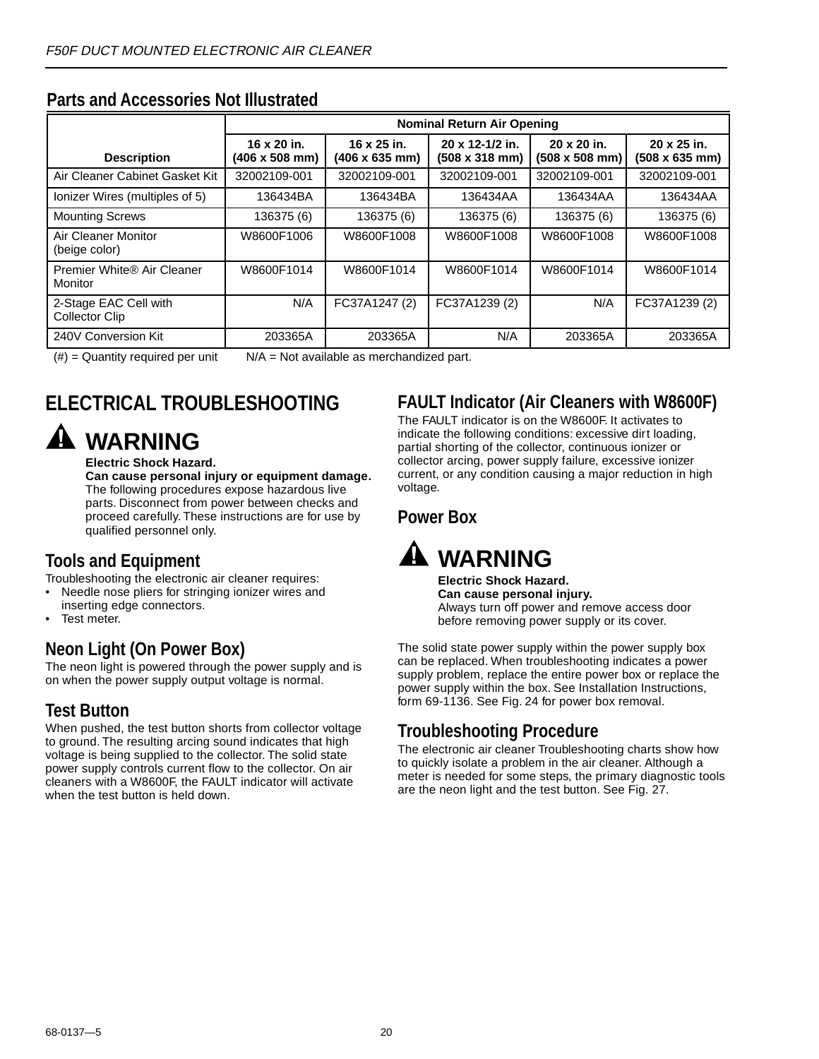## Parts and Accessories Not Illustrated

| Description | Nominal Return Air Opening | | | | |
|---|---|---|---|---|---|
| | 16 x 20 in. (406 x 508 mm) | 16 x 25 in. (406 x 635 mm) | 20 x 12-1/2 in. (508 x 318 mm) | 20 x 20 in. (508 x 508 mm) | 20 x 25 in. (508 x 635 mm) |
| Air Cleaner Cabinet Gasket Kit | 32002109-001 | 32002109-001 | 32002109-001 | 32002109-001 | 32002109-001 |
| Ionizer Wires (multiples of 5) | 136434BA | 136434BA | 136434AA | 136434AA | 136434AA |
| Mounting Screws | 136375 (6) | 136375 (6) | 136375 (6) | 136375 (6) | 136375 (6) |
| Air Cleaner Monitor (beige color) | W8600F1006 | W8600F1008 | W8600F1008 | W8600F1008 | W8600F1008 |
| Premier White® Air Cleaner Monitor | W8600F1014 | W8600F1014 | W8600F1014 | W8600F1014 | W8600F1014 |
| 2-Stage EAC Cell with Collector Clip | N/A | FC37A1247 (2) | FC37A1239 (2) | N/A | FC37A1239 (2) |
| 240V Conversion Kit | 203365A | 203365A | N/A | 203365A | 203365A |

(#) = Quantity required per unit     N/A = Not available as merchandized part.

# ELECTRICAL TROUBLESHOOTING

**WARNING**

**Electric Shock Hazard.**
**Can cause personal injury or equipment damage.**
The following procedures expose hazardous live parts. Disconnect from power between checks and proceed carefully. These instructions are for use by qualified personnel only.

## Tools and Equipment

Troubleshooting the electronic air cleaner requires:

- Needle nose pliers for stringing ionizer wires and inserting edge connectors.
- Test meter.

## Neon Light (On Power Box)

The neon light is powered through the power supply and is on when the power supply output voltage is normal.

## Test Button

When pushed, the test button shorts from collector voltage to ground. The resulting arcing sound indicates that high voltage is being supplied to the collector. The solid state power supply controls current flow to the collector. On air cleaners with a W8600F, the FAULT indicator will activate when the test button is held down.

## FAULT Indicator (Air Cleaners with W8600F)

The FAULT indicator is on the W8600F. It activates to indicate the following conditions: excessive dirt loading, partial shorting of the collector, continuous ionizer or collector arcing, power supply failure, excessive ionizer current, or any condition causing a major reduction in high voltage.

## Power Box

**WARNING**

**Electric Shock Hazard.**
**Can cause personal injury.**
Always turn off power and remove access door before removing power supply or its cover.

The solid state power supply within the power supply box can be replaced. When troubleshooting indicates a power supply problem, replace the entire power box or replace the power supply within the box. See Installation Instructions, form 69-1136. See Fig. 24 for power box removal.

## Troubleshooting Procedure

The electronic air cleaner Troubleshooting charts show how to quickly isolate a problem in the air cleaner. Although a meter is needed for some steps, the primary diagnostic tools are the neon light and the test button. See Fig. 27.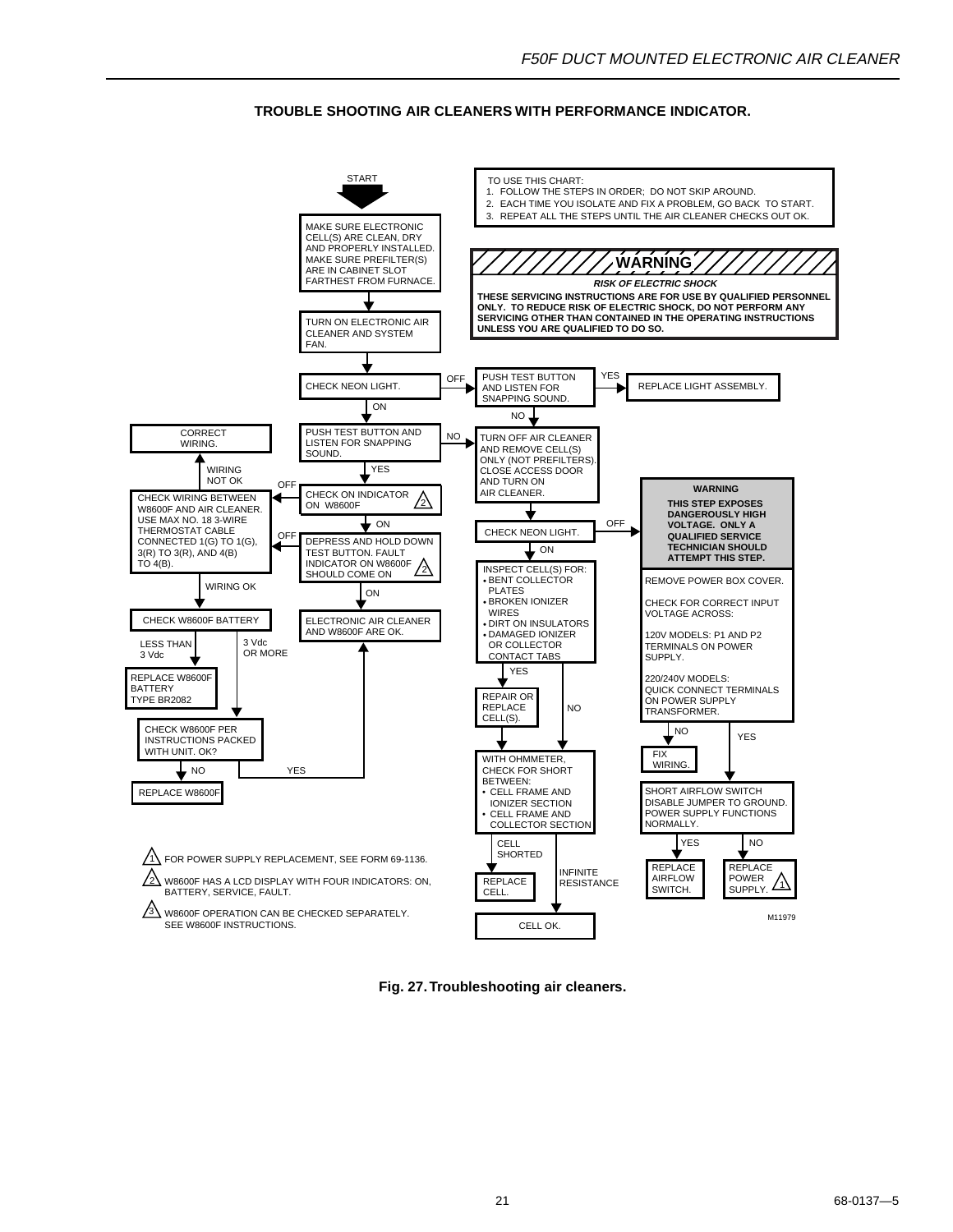## TROUBLE SHOOTING AIR CLEANERS WITH PERFORMANCE INDICATOR.

TO USE THIS CHART:
1. FOLLOW THE STEPS IN ORDER; DO NOT SKIP AROUND.
2. EACH TIME YOU ISOLATE AND FIX A PROBLEM, GO BACK TO START.
3. REPEAT ALL THE STEPS UNTIL THE AIR CLEANER CHECKS OUT OK.

**WARNING**

***RISK OF ELECTRIC SHOCK***

**THESE SERVICING INSTRUCTIONS ARE FOR USE BY QUALIFIED PERSONNEL ONLY. TO REDUCE RISK OF ELECTRIC SHOCK, DO NOT PERFORM ANY SERVICING OTHER THAN CONTAINED IN THE OPERATING INSTRUCTIONS UNLESS YOU ARE QUALIFIED TO DO SO.**

START

MAKE SURE ELECTRONIC CELL(S) ARE CLEAN, DRY AND PROPERLY INSTALLED. MAKE SURE PREFILTER(S) ARE IN CABINET SLOT FARTHEST FROM FURNACE.

TURN ON ELECTRONIC AIR CLEANER AND SYSTEM FAN.

CHECK NEON LIGHT.
- OFF: PUSH TEST BUTTON AND LISTEN FOR SNAPPING SOUND.
  - YES: REPLACE LIGHT ASSEMBLY.
  - NO: TURN OFF AIR CLEANER AND REMOVE CELL(S) ONLY (NOT PREFILTERS). CLOSE ACCESS DOOR AND TURN ON AIR CLEANER.
- ON: PUSH TEST BUTTON AND LISTEN FOR SNAPPING SOUND.
  - NO: TURN OFF AIR CLEANER AND REMOVE CELL(S) ONLY (NOT PREFILTERS). CLOSE ACCESS DOOR AND TURN ON AIR CLEANER.
  - YES: CHECK ON INDICATOR ON W8600F (2)
    - OFF: CHECK WIRING BETWEEN W8600F AND AIR CLEANER. USE MAX NO. 18 3-WIRE THERMOSTAT CABLE CONNECTED 1(G) TO 1(G), 3(R) TO 3(R), AND 4(B) TO 4(B).
      - WIRING NOT OK: CORRECT WIRING.
      - WIRING OK: CHECK W8600F BATTERY
        - LESS THAN 3 Vdc: REPLACE W8600F BATTERY TYPE BR2082
        - 3 Vdc OR MORE: CHECK W8600F PER INSTRUCTIONS PACKED WITH UNIT. OK?
          - NO: REPLACE W8600F
          - YES: ELECTRONIC AIR CLEANER AND W8600F ARE OK.
    - ON: DEPRESS AND HOLD DOWN TEST BUTTON. FAULT INDICATOR ON W8600F SHOULD COME ON (2)
      - OFF: CHECK WIRING BETWEEN W8600F AND AIR CLEANER.
      - ON: ELECTRONIC AIR CLEANER AND W8600F ARE OK.

(After turning off air cleaner and removing cells:) CHECK NEON LIGHT.
- OFF:

  **WARNING**

  **THIS STEP EXPOSES DANGEROUSLY HIGH VOLTAGE. ONLY A QUALIFIED SERVICE TECHNICIAN SHOULD ATTEMPT THIS STEP.**

  REMOVE POWER BOX COVER.

  CHECK FOR CORRECT INPUT VOLTAGE ACROSS:

  120V MODELS: P1 AND P2 TERMINALS ON POWER SUPPLY.

  220/240V MODELS: QUICK CONNECT TERMINALS ON POWER SUPPLY TRANSFORMER.
  - NO: FIX WIRING.
  - YES: SHORT AIRFLOW SWITCH DISABLE JUMPER TO GROUND. POWER SUPPLY FUNCTIONS NORMALLY.
    - YES: REPLACE AIRFLOW SWITCH.
    - NO: REPLACE POWER SUPPLY. (1)
- ON: INSPECT CELL(S) FOR:
  - BENT COLLECTOR PLATES
  - BROKEN IONIZER WIRES
  - DIRT ON INSULATORS
  - DAMAGED IONIZER OR COLLECTOR CONTACT TABS
  - YES: REPAIR OR REPLACE CELL(S).
  - NO: WITH OHMMETER, CHECK FOR SHORT BETWEEN:
    - CELL FRAME AND IONIZER SECTION
    - CELL FRAME AND COLLECTOR SECTION
    - CELL SHORTED: REPLACE CELL.
    - INFINITE RESISTANCE: CELL OK.

(1) FOR POWER SUPPLY REPLACEMENT, SEE FORM 69-1136.

(2) W8600F HAS A LCD DISPLAY WITH FOUR INDICATORS: ON, BATTERY, SERVICE, FAULT.

(3) W8600F OPERATION CAN BE CHECKED SEPARATELY. SEE W8600F INSTRUCTIONS.

M11979

**Fig. 27. Troubleshooting air cleaners.**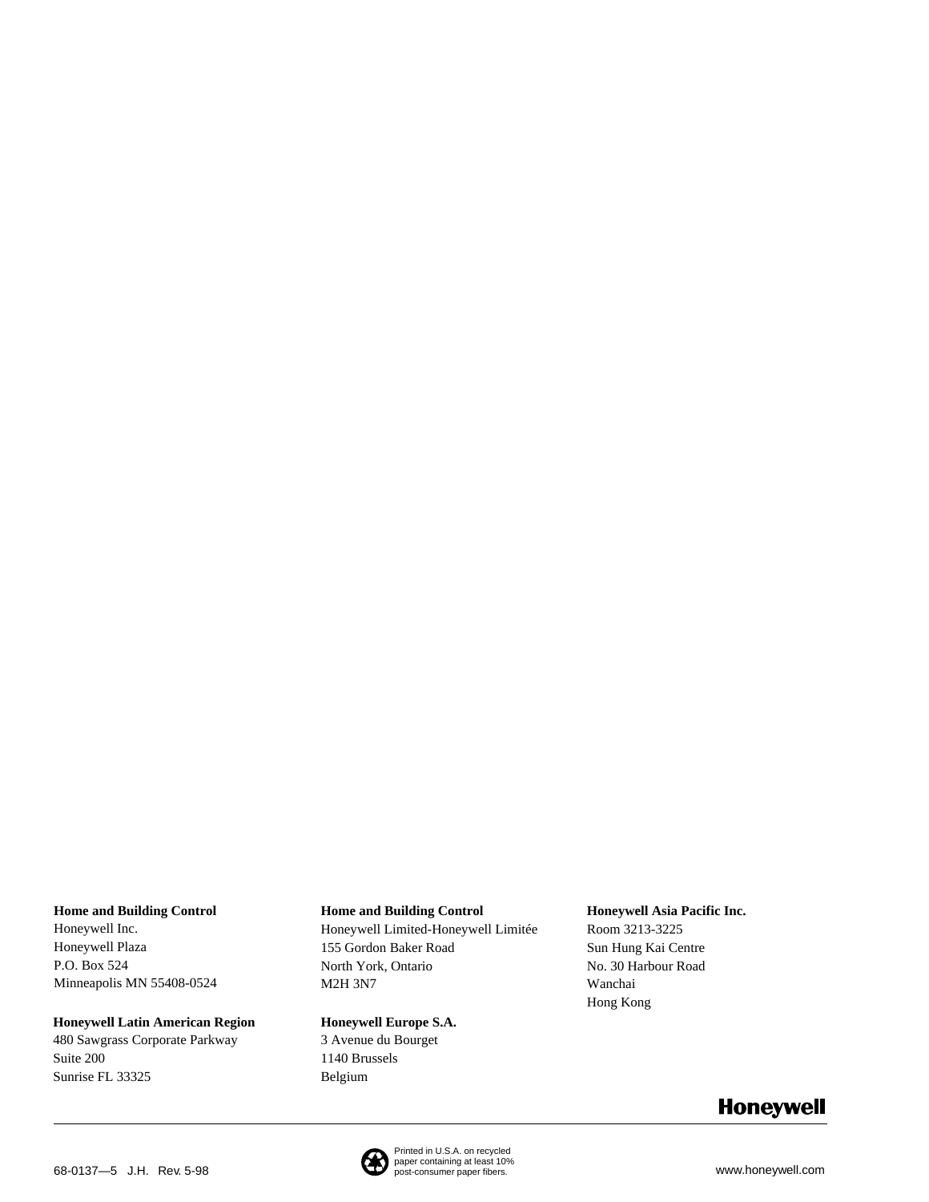**Home and Building Control**
Honeywell Inc.
Honeywell Plaza
P.O. Box 524
Minneapolis MN 55408-0524

**Honeywell Latin American Region**
480 Sawgrass Corporate Parkway
Suite 200
Sunrise FL 33325

**Home and Building Control**
Honeywell Limited-Honeywell Limitée
155 Gordon Baker Road
North York, Ontario
M2H 3N7

**Honeywell Europe S.A.**
3 Avenue du Bourget
1140 Brussels
Belgium

**Honeywell Asia Pacific Inc.**
Room 3213-3225
Sun Hung Kai Centre
No. 30 Harbour Road
Wanchai
Hong Kong

**Honeywell**

68-0137—5 J.H. Rev. 5-98

Printed in U.S.A. on recycled paper containing at least 10% post-consumer paper fibers.

www.honeywell.com